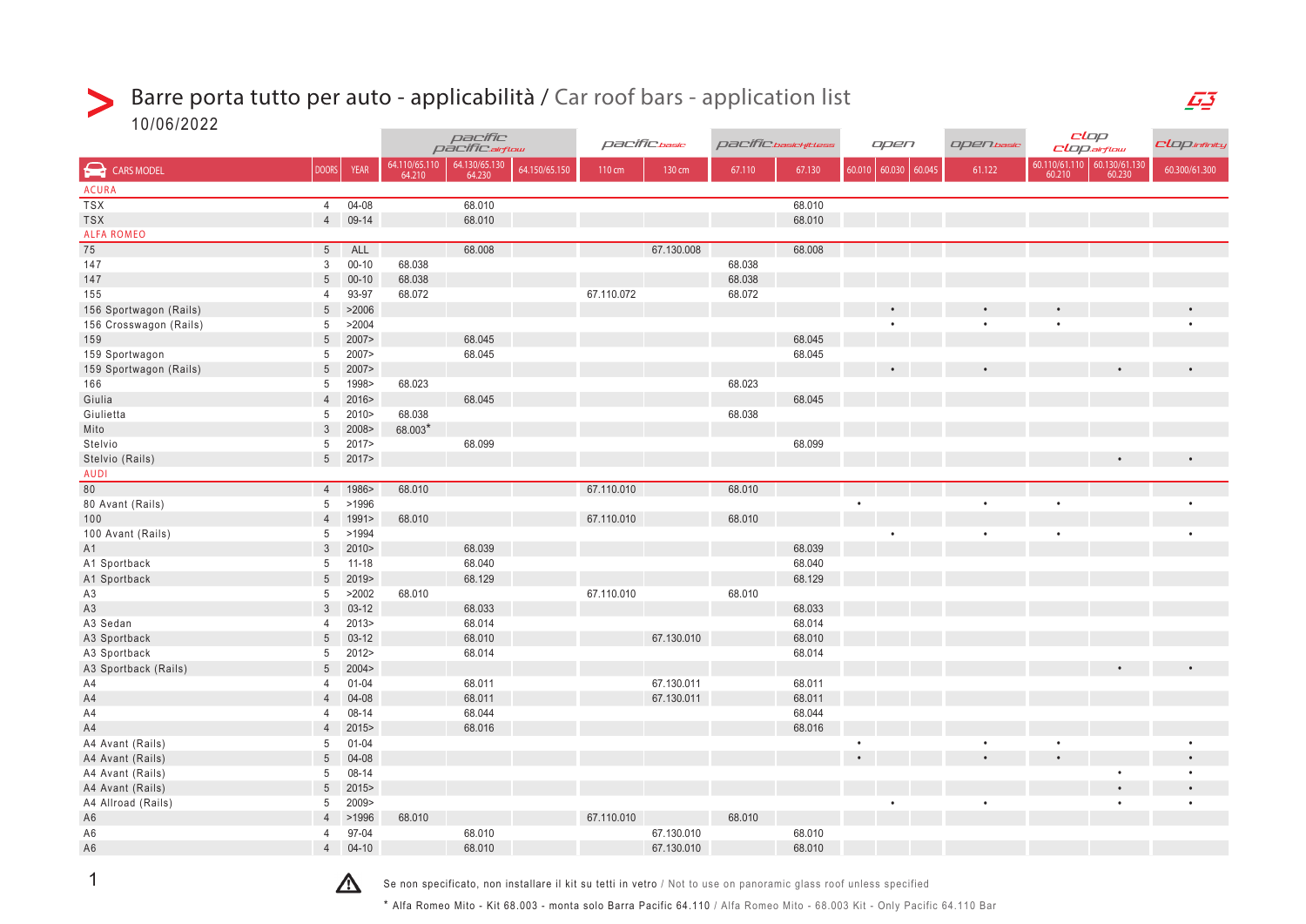# Barre porta tutto per auto - applicabilità / Car roof bars - application list

10/06/2022

| | | | pacific / pacific airflow | | | pacific basic | | pacific basic kitless | | open | | | open basic | clop / clop airflow | | clop infinity |
|---|---|---|---|---|---|---|---|---|---|---|---|---|---|---|---|---|
| CARS MODEL | DOORS | YEAR | 64.110/65.110 64.210 | 64.130/65.130 64.230 | 64.150/65.150 | 110 cm | 130 cm | 67.110 | 67.130 | 60.010 | 60.030 | 60.045 | 61.122 | 60.110/61.110 60.210 | 60.130/61.130 60.230 | 60.300/61.300 |
| **ACURA** | | | | | | | | | | | | | | | | |
| TSX | 4 | 04-08 | | 68.010 | | | | | 68.010 | | | | | | | |
| TSX | 4 | 09-14 | | 68.010 | | | | | 68.010 | | | | | | | |
| **ALFA ROMEO** | | | | | | | | | | | | | | | | |
| 75 | 5 | ALL | | 68.008 | | | 67.130.008 | | 68.008 | | | | | | | |
| 147 | 3 | 00-10 | 68.038 | | | | | 68.038 | | | | | | | | |
| 147 | 5 | 00-10 | 68.038 | | | | | 68.038 | | | | | | | | |
| 155 | 4 | 93-97 | 68.072 | | | 67.110.072 | | 68.072 | | | | | | | | |
| 156 Sportwagon (Rails) | 5 | >2006 | | | | | | | | | • | | • | • | | • |
| 156 Crosswagon (Rails) | 5 | >2004 | | | | | | | | | • | | • | • | | • |
| 159 | 5 | 2007> | | 68.045 | | | | | 68.045 | | | | | | | |
| 159 Sportwagon | 5 | 2007> | | 68.045 | | | | | 68.045 | | | | | | | |
| 159 Sportwagon (Rails) | 5 | 2007> | | | | | | | | | • | | • | | • | • |
| 166 | 5 | 1998> | 68.023 | | | | | 68.023 | | | | | | | | |
| Giulia | 4 | 2016> | | 68.045 | | | | | 68.045 | | | | | | | |
| Giulietta | 5 | 2010> | 68.038 | | | | | 68.038 | | | | | | | | |
| Mito | 3 | 2008> | 68.003* | | | | | | | | | | | | | |
| Stelvio | 5 | 2017> | | 68.099 | | | | | 68.099 | | | | | | | |
| Stelvio (Rails) | 5 | 2017> | | | | | | | | | | | | | • | • |
| **AUDI** | | | | | | | | | | | | | | | | |
| 80 | 4 | 1986> | 68.010 | | | 67.110.010 | | 68.010 | | | | | | | | |
| 80 Avant (Rails) | 5 | >1996 | | | | | | | | • | | | • | • | | • |
| 100 | 4 | 1991> | 68.010 | | | 67.110.010 | | 68.010 | | | | | | | | |
| 100 Avant (Rails) | 5 | >1994 | | | | | | | | | • | | • | • | | • |
| A1 | 3 | 2010> | | 68.039 | | | | | 68.039 | | | | | | | |
| A1 Sportback | 5 | 11-18 | | 68.040 | | | | | 68.040 | | | | | | | |
| A1 Sportback | 5 | 2019> | | 68.129 | | | | | 68.129 | | | | | | | |
| A3 | 5 | >2002 | 68.010 | | | 67.110.010 | | 68.010 | | | | | | | | |
| A3 | 3 | 03-12 | | 68.033 | | | | | 68.033 | | | | | | | |
| A3 Sedan | 4 | 2013> | | 68.014 | | | | | 68.014 | | | | | | | |
| A3 Sportback | 5 | 03-12 | | 68.010 | | | 67.130.010 | | 68.010 | | | | | | | |
| A3 Sportback | 5 | 2012> | | 68.014 | | | | | 68.014 | | | | | | | |
| A3 Sportback (Rails) | 5 | 2004> | | | | | | | | | | | | | • | • |
| A4 | 4 | 01-04 | | 68.011 | | | 67.130.011 | | 68.011 | | | | | | | |
| A4 | 4 | 04-08 | | 68.011 | | | 67.130.011 | | 68.011 | | | | | | | |
| A4 | 4 | 08-14 | | 68.044 | | | | | 68.044 | | | | | | | |
| A4 | 4 | 2015> | | 68.016 | | | | | 68.016 | | | | | | | |
| A4 Avant (Rails) | 5 | 01-04 | | | | | | | | • | | | • | • | | • |
| A4 Avant (Rails) | 5 | 04-08 | | | | | | | | • | | | • | • | | • |
| A4 Avant (Rails) | 5 | 08-14 | | | | | | | | | | | | | • | • |
| A4 Avant (Rails) | 5 | 2015> | | | | | | | | | | | | | • | • |
| A4 Allroad (Rails) | 5 | 2009> | | | | | | | | | • | | • | | • | • |
| A6 | 4 | >1996 | 68.010 | | | 67.110.010 | | 68.010 | | | | | | | | |
| A6 | 4 | 97-04 | | 68.010 | | | 67.130.010 | | 68.010 | | | | | | | |
| A6 | 4 | 04-10 | | 68.010 | | | 67.130.010 | | 68.010 | | | | | | | |

⚠ Se non specificato, non installare il kit su tetti in vetro / Not to use on panoramic glass roof unless specified

* Alfa Romeo Mito - Kit 68.003 - monta solo Barra Pacific 64.110 / Alfa Romeo Mito - 68.003 Kit - Only Pacific 64.110 Bar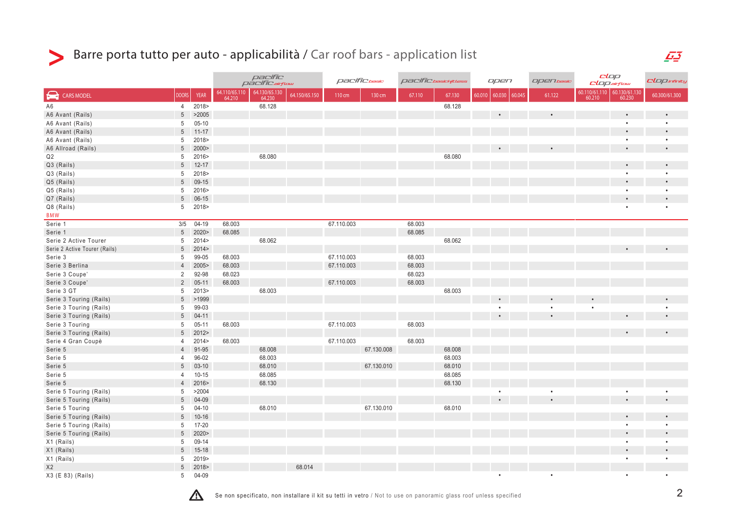# Barre porta tutto per auto - applicabilità / Car roof bars - application list

| | | | pacific / pacific airflow | | | pacific basic | | pacific basic fitless | | open | | | open basic | clop / clop airflow | | clop infinity |
|---|---|---|---|---|---|---|---|---|---|---|---|---|---|---|---|---|
| CARS MODEL | DOORS | YEAR | 64.110/65.110 64.210 | 64.130/65.130 64.230 | 64.150/65.150 | 110 cm | 130 cm | 67.110 | 67.130 | 60.010 | 60.030 | 60.045 | 61.122 | 60.110/61.110 60.210 | 60.130/61.130 60.230 | 60.300/61.300 |
| A6 | 4 | 2018> | | 68.128 | | | | | 68.128 | | | | | | | |
| A6 Avant (Rails) | 5 | >2005 | | | | | | | | | • | | • | | • | • |
| A6 Avant (Rails) | 5 | 05-10 | | | | | | | | | | | | | • | • |
| A6 Avant (Rails) | 5 | 11-17 | | | | | | | | | | | | | • | • |
| A6 Avant (Rails) | 5 | 2018> | | | | | | | | | | | | | • | • |
| A6 Allroad (Rails) | 5 | 2000> | | | | | | | | | • | | • | | • | • |
| Q2 | 5 | 2016> | | 68.080 | | | | | 68.080 | | | | | | | |
| Q3 (Rails) | 5 | 12-17 | | | | | | | | | | | | | • | • |
| Q3 (Rails) | 5 | 2018> | | | | | | | | | | | | | • | • |
| Q5 (Rails) | 5 | 09-15 | | | | | | | | | | | | | • | • |
| Q5 (Rails) | 5 | 2016> | | | | | | | | | | | | | • | • |
| Q7 (Rails) | 5 | 06-15 | | | | | | | | | | | | | • | • |
| Q8 (Rails) | 5 | 2018> | | | | | | | | | | | | | • | • |
| **BMW** | | | | | | | | | | | | | | | | |
| Serie 1 | 3/5 | 04-19 | 68.003 | | | 67.110.003 | | 68.003 | | | | | | | | |
| Serie 1 | 5 | 2020> | 68.085 | | | | | 68.085 | | | | | | | | |
| Serie 2 Active Tourer | 5 | 2014> | | 68.062 | | | | | 68.062 | | | | | | | |
| Serie 2 Active Tourer (Rails) | 5 | 2014> | | | | | | | | | | | | | • | • |
| Serie 3 | 5 | 99-05 | 68.003 | | | 67.110.003 | | 68.003 | | | | | | | | |
| Serie 3 Berlina | 4 | 2005> | 68.003 | | | 67.110.003 | | 68.003 | | | | | | | | |
| Serie 3 Coupe' | 2 | 92-98 | 68.023 | | | | | 68.023 | | | | | | | | |
| Serie 3 Coupe' | 2 | 05-11 | 68.003 | | | 67.110.003 | | 68.003 | | | | | | | | |
| Serie 3 GT | 5 | 2013> | | 68.003 | | | | | 68.003 | | | | | | | |
| Serie 3 Touring (Rails) | 5 | >1999 | | | | | | | | | • | | • | • | | • |
| Serie 3 Touring (Rails) | 5 | 99-03 | | | | | | | | | • | | • | • | | • |
| Serie 3 Touring (Rails) | 5 | 04-11 | | | | | | | | | • | | • | | • | • |
| Serie 3 Touring | 5 | 05-11 | 68.003 | | | 67.110.003 | | 68.003 | | | | | | | | |
| Serie 3 Touring (Rails) | 5 | 2012> | | | | | | | | | | | | | • | • |
| Serie 4 Gran Coupè | 4 | 2014> | 68.003 | | | 67.110.003 | | 68.003 | | | | | | | | |
| Serie 5 | 4 | 91-95 | | 68.008 | | | 67.130.008 | | 68.008 | | | | | | | |
| Serie 5 | 4 | 96-02 | | 68.003 | | | | | 68.003 | | | | | | | |
| Serie 5 | 5 | 03-10 | | 68.010 | | | 67.130.010 | | 68.010 | | | | | | | |
| Serie 5 | 4 | 10-15 | | 68.085 | | | | | 68.085 | | | | | | | |
| Serie 5 | 4 | 2016> | | 68.130 | | | | | 68.130 | | | | | | | |
| Serie 5 Touring (Rails) | 5 | >2004 | | | | | | | | | • | | • | | • | • |
| Serie 5 Touring (Rails) | 5 | 04-09 | | | | | | | | | • | | • | | • | • |
| Serie 5 Touring | 5 | 04-10 | | 68.010 | | | 67.130.010 | | 68.010 | | | | | | | |
| Serie 5 Touring (Rails) | 5 | 10-16 | | | | | | | | | | | | | • | • |
| Serie 5 Touring (Rails) | 5 | 17-20 | | | | | | | | | | | | | • | • |
| Serie 5 Touring (Rails) | 5 | 2020> | | | | | | | | | | | | | • | • |
| X1 (Rails) | 5 | 09-14 | | | | | | | | | | | | | • | • |
| X1 (Rails) | 5 | 15-18 | | | | | | | | | | | | | • | • |
| X1 (Rails) | 5 | 2019> | | | | | | | | | | | | | • | • |
| X2 | 5 | 2018> | | | 68.014 | | | | | | | | | | | |
| X3 (E 83) (Rails) | 5 | 04-09 | | | | | | | | | • | | • | | • | • |

⚠ Se non specificato, non installare il kit su tetti in vetro / Not to use on panoramic glass roof unless specified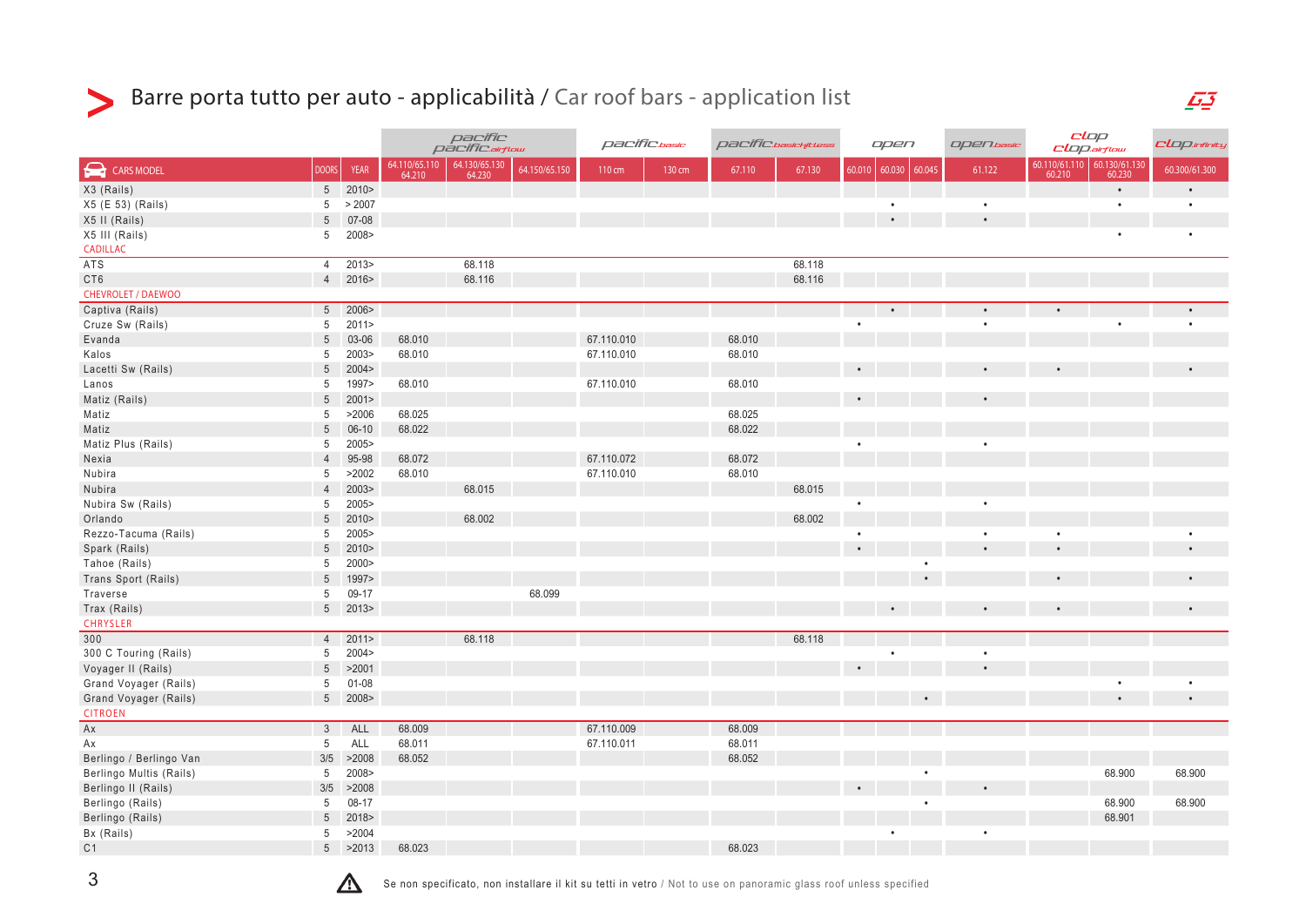# Barre porta tutto per auto - applicabilità / Car roof bars - application list

| | | | pacific / pacific airflow | | | pacific basic | | pacific basic kitless | | open | | | open basic | clop / clop airflow | | clop infinity |
|---|---|---|---|---|---|---|---|---|---|---|---|---|---|---|---|---|
| CARS MODEL | DOORS | YEAR | 64.110/65.110 64.210 | 64.130/65.130 64.230 | 64.150/65.150 | 110 cm | 130 cm | 67.110 | 67.130 | 60.010 | 60.030 | 60.045 | 61.122 | 60.110/61.110 60.210 | 60.130/61.130 60.230 | 60.300/61.300 |
| X3 (Rails) | 5 | 2010> | | | | | | | | | | | | | • | • |
| X5 (E 53) (Rails) | 5 | > 2007 | | | | | | | | | • | | • | | • | • |
| X5 II (Rails) | 5 | 07-08 | | | | | | | | | • | | • | | | |
| X5 III (Rails) | 5 | 2008> | | | | | | | | | | | | | • | • |
| CADILLAC | | | | | | | | | | | | | | | | |
| ATS | 4 | 2013> | | 68.118 | | | | | 68.118 | | | | | | | |
| CT6 | 4 | 2016> | | 68.116 | | | | | 68.116 | | | | | | | |
| CHEVROLET / DAEWOO | | | | | | | | | | | | | | | | |
| Captiva (Rails) | 5 | 2006> | | | | | | | | | • | | • | • | | • |
| Cruze Sw (Rails) | 5 | 2011> | | | | | | | | • | | | • | | • | • |
| Evanda | 5 | 03-06 | 68.010 | | | 67.110.010 | | 68.010 | | | | | | | | |
| Kalos | 5 | 2003> | 68.010 | | | 67.110.010 | | 68.010 | | | | | | | | |
| Lacetti Sw (Rails) | 5 | 2004> | | | | | | | | • | | | • | • | | • |
| Lanos | 5 | 1997> | 68.010 | | | 67.110.010 | | 68.010 | | | | | | | | |
| Matiz (Rails) | 5 | 2001> | | | | | | | | • | | | • | | | |
| Matiz | 5 | >2006 | 68.025 | | | | | 68.025 | | | | | | | | |
| Matiz | 5 | 06-10 | 68.022 | | | | | 68.022 | | | | | | | | |
| Matiz Plus (Rails) | 5 | 2005> | | | | | | | | • | | | • | | | |
| Nexia | 4 | 95-98 | 68.072 | | | 67.110.072 | | 68.072 | | | | | | | | |
| Nubira | 5 | >2002 | 68.010 | | | 67.110.010 | | 68.010 | | | | | | | | |
| Nubira | 4 | 2003> | | 68.015 | | | | | 68.015 | | | | | | | |
| Nubira Sw (Rails) | 5 | 2005> | | | | | | | | • | | | • | | | |
| Orlando | 5 | 2010> | | 68.002 | | | | | 68.002 | | | | | | | |
| Rezzo-Tacuma (Rails) | 5 | 2005> | | | | | | | | • | | | • | • | | • |
| Spark (Rails) | 5 | 2010> | | | | | | | | • | | | • | • | | • |
| Tahoe (Rails) | 5 | 2000> | | | | | | | | | | • | | | | |
| Trans Sport (Rails) | 5 | 1997> | | | | | | | | | | • | | • | | • |
| Traverse | 5 | 09-17 | | | 68.099 | | | | | | | | | | | |
| Trax (Rails) | 5 | 2013> | | | | | | | | | • | | • | • | | • |
| CHRYSLER | | | | | | | | | | | | | | | | |
| 300 | 4 | 2011> | | 68.118 | | | | | 68.118 | | | | | | | |
| 300 C Touring (Rails) | 5 | 2004> | | | | | | | | | • | | • | | | |
| Voyager II (Rails) | 5 | >2001 | | | | | | | | • | | | • | | | |
| Grand Voyager (Rails) | 5 | 01-08 | | | | | | | | | | | | | • | • |
| Grand Voyager (Rails) | 5 | 2008> | | | | | | | | | | • | | | • | • |
| CITROEN | | | | | | | | | | | | | | | | |
| Ax | 3 | ALL | 68.009 | | | 67.110.009 | | 68.009 | | | | | | | | |
| Ax | 5 | ALL | 68.011 | | | 67.110.011 | | 68.011 | | | | | | | | |
| Berlingo / Berlingo Van | 3/5 | >2008 | 68.052 | | | | | 68.052 | | | | | | | | |
| Berlingo Multis (Rails) | 5 | 2008> | | | | | | | | | | • | | | 68.900 | 68.900 |
| Berlingo II (Rails) | 3/5 | >2008 | | | | | | | | • | | | • | | | |
| Berlingo (Rails) | 5 | 08-17 | | | | | | | | | | • | | | 68.900 | 68.900 |
| Berlingo (Rails) | 5 | 2018> | | | | | | | | | | | | | 68.901 | |
| Bx (Rails) | 5 | >2004 | | | | | | | | | • | | • | | | |
| C1 | 5 | >2013 | 68.023 | | | | | 68.023 | | | | | | | | |

⚠ Se non specificato, non installare il kit su tetti in vetro / Not to use on panoramic glass roof unless specified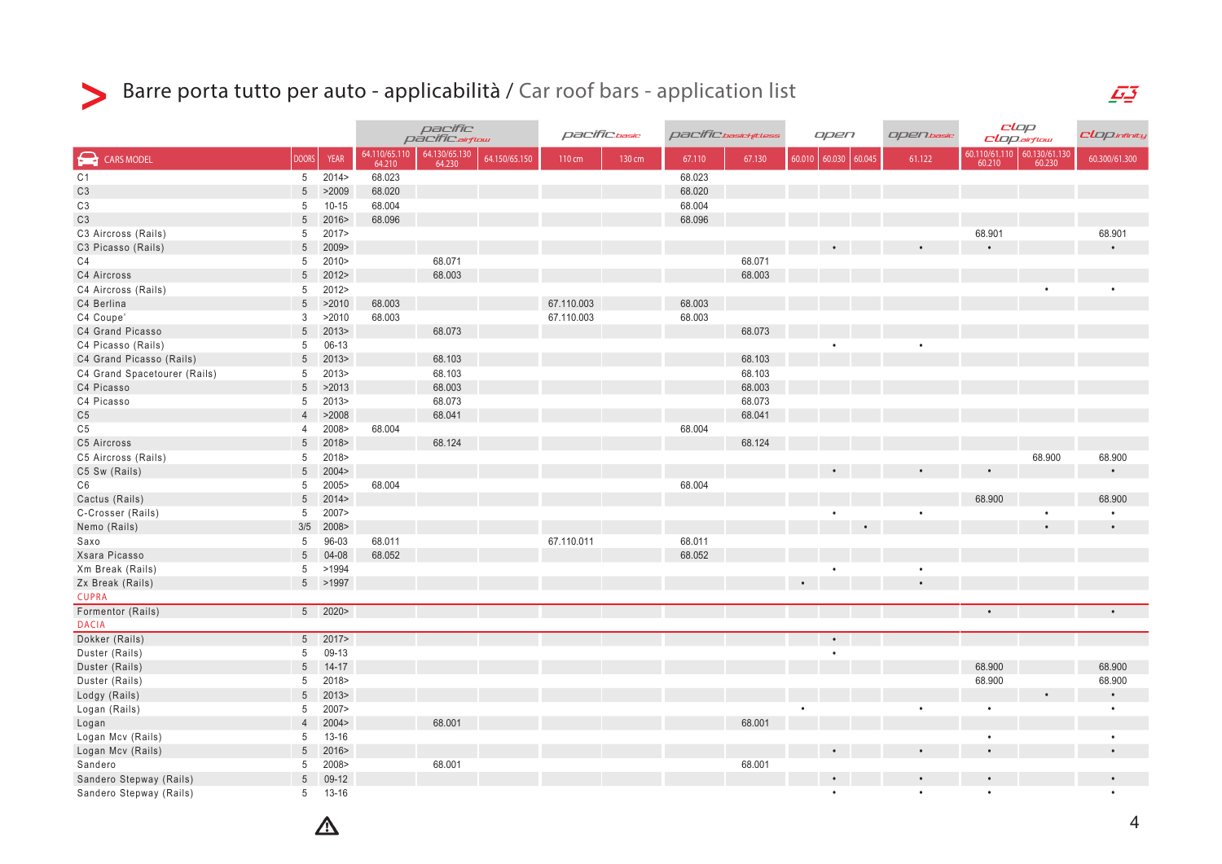# Barre porta tutto per auto - applicabilità / Car roof bars - application list

| CARS MODEL | DOORS | YEAR | pacific / pacific airflow | | | pacific basic | | pacific basic fitless | | open | | | open basic | clop / clop airflow | | clop infinity |
|---|---|---|---|---|---|---|---|---|---|---|---|---|---|---|---|---|
| | | | 64.110/65.110 64.210 | 64.130/65.130 64.230 | 64.150/65.150 | 110 cm | 130 cm | 67.110 | 67.130 | 60.010 | 60.030 | 60.045 | 61.122 | 60.110/61.110 60.210 | 60.130/61.130 60.230 | 60.300/61.300 |
| C1 | 5 | 2014> | 68.023 | | | | | 68.023 | | | | | | | | |
| C3 | 5 | >2009 | 68.020 | | | | | 68.020 | | | | | | | | |
| C3 | 5 | 10-15 | 68.004 | | | | | 68.004 | | | | | | | | |
| C3 | 5 | 2016> | 68.096 | | | | | 68.096 | | | | | | | | |
| C3 Aircross (Rails) | 5 | 2017> | | | | | | | | | | | | 68.901 | | 68.901 |
| C3 Picasso (Rails) | 5 | 2009> | | | | | | | | | • | | • | • | | • |
| C4 | 5 | 2010> | | 68.071 | | | | | 68.071 | | | | | | | |
| C4 Aircross | 5 | 2012> | | 68.003 | | | | | 68.003 | | | | | | | |
| C4 Aircross (Rails) | 5 | 2012> | | | | | | | | | | | | | • | • |
| C4 Berlina | 5 | >2010 | 68.003 | | | 67.110.003 | | 68.003 | | | | | | | | |
| C4 Coupe' | 3 | >2010 | 68.003 | | | 67.110.003 | | 68.003 | | | | | | | | |
| C4 Grand Picasso | 5 | 2013> | | 68.073 | | | | | 68.073 | | | | | | | |
| C4 Picasso (Rails) | 5 | 06-13 | | | | | | | | | • | | • | | | |
| C4 Grand Picasso (Rails) | 5 | 2013> | | 68.103 | | | | | 68.103 | | | | | | | |
| C4 Grand Spacetourer (Rails) | 5 | 2013> | | 68.103 | | | | | 68.103 | | | | | | | |
| C4 Picasso | 5 | >2013 | | 68.003 | | | | | 68.003 | | | | | | | |
| C4 Picasso | 5 | 2013> | | 68.073 | | | | | 68.073 | | | | | | | |
| C5 | 4 | >2008 | | 68.041 | | | | | 68.041 | | | | | | | |
| C5 | 4 | 2008> | 68.004 | | | | | 68.004 | | | | | | | | |
| C5 Aircross | 5 | 2018> | | 68.124 | | | | | 68.124 | | | | | | | |
| C5 Aircross (Rails) | 5 | 2018> | | | | | | | | | | | | | 68.900 | 68.900 |
| C5 Sw (Rails) | 5 | 2004> | | | | | | | | | • | | • | • | | • |
| C6 | 5 | 2005> | 68.004 | | | | | 68.004 | | | | | | | | |
| Cactus (Rails) | 5 | 2014> | | | | | | | | | | | | 68.900 | | 68.900 |
| C-Crosser (Rails) | 5 | 2007> | | | | | | | | | • | | • | | • | • |
| Nemo (Rails) | 3/5 | 2008> | | | | | | | | | | • | | | • | • |
| Saxo | 5 | 96-03 | 68.011 | | | 67.110.011 | | 68.011 | | | | | | | | |
| Xsara Picasso | 5 | 04-08 | 68.052 | | | | | 68.052 | | | | | | | | |
| Xm Break (Rails) | 5 | >1994 | | | | | | | | | • | | • | | | |
| Zx Break (Rails) | 5 | >1997 | | | | | | | | • | | | • | | | |
| **CUPRA** | | | | | | | | | | | | | | | | |
| Formentor (Rails) | 5 | 2020> | | | | | | | | | | | | • | | • |
| **DACIA** | | | | | | | | | | | | | | | | |
| Dokker (Rails) | 5 | 2017> | | | | | | | | | • | | | | | |
| Duster (Rails) | 5 | 09-13 | | | | | | | | | • | | | | | |
| Duster (Rails) | 5 | 14-17 | | | | | | | | | | | | 68.900 | | 68.900 |
| Duster (Rails) | 5 | 2018> | | | | | | | | | | | | 68.900 | | 68.900 |
| Lodgy (Rails) | 5 | 2013> | | | | | | | | | | | | | • | • |
| Logan (Rails) | 5 | 2007> | | | | | | | | • | | | • | • | | • |
| Logan | 4 | 2004> | | 68.001 | | | | | 68.001 | | | | | | | |
| Logan Mcv (Rails) | 5 | 13-16 | | | | | | | | | | | | • | | • |
| Logan Mcv (Rails) | 5 | 2016> | | | | | | | | | • | | • | • | | • |
| Sandero | 5 | 2008> | | 68.001 | | | | | 68.001 | | | | | | | |
| Sandero Stepway (Rails) | 5 | 09-12 | | | | | | | | | • | | • | • | | • |
| Sandero Stepway (Rails) | 5 | 13-16 | | | | | | | | | • | | • | • | | • |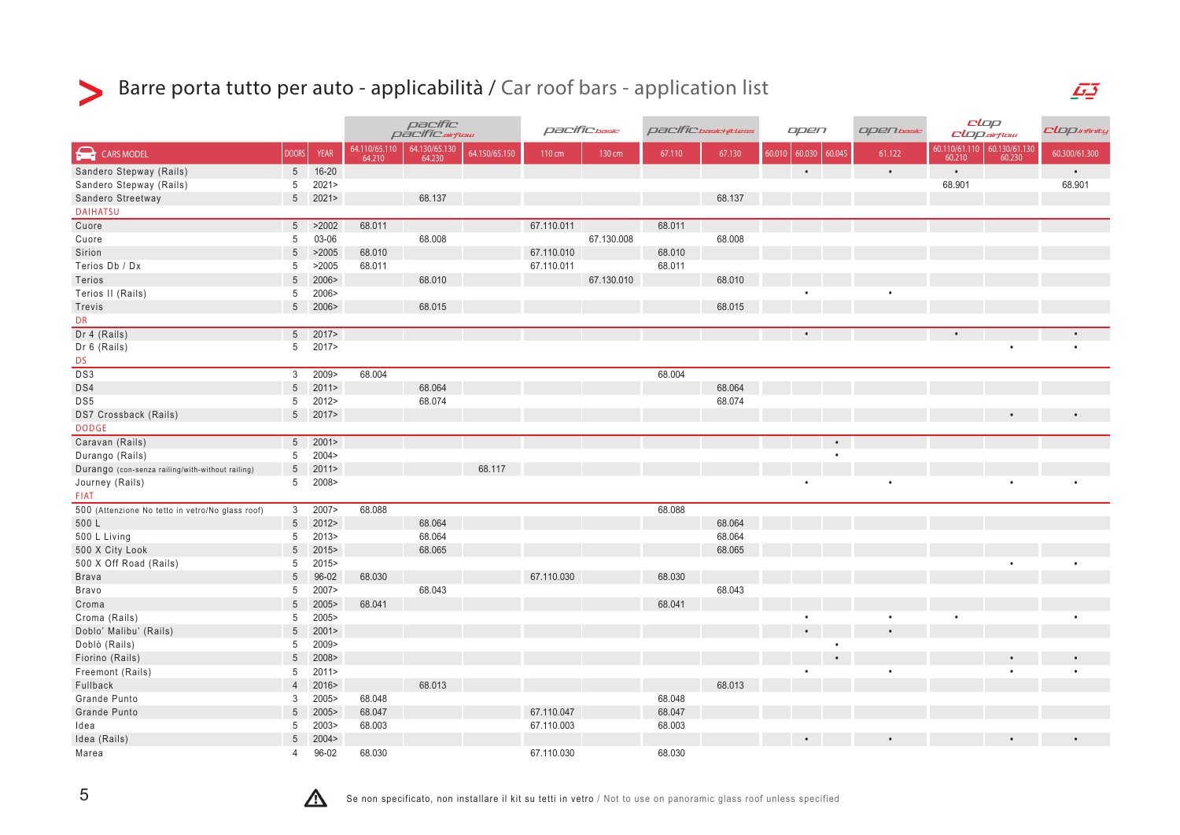# Barre porta tutto per auto - applicabilità / Car roof bars - application list

| | | | pacific / pacific airflow | | | pacific basic | | pacific basic kitless | | open | | | open basic | clop / clop airflow | | clop infinity |
|---|---|---|---|---|---|---|---|---|---|---|---|---|---|---|---|---|
| CARS MODEL | DOORS | YEAR | 64.110/65.110 64.210 | 64.130/65.130 64.230 | 64.150/65.150 | 110 cm | 130 cm | 67.110 | 67.130 | 60.010 | 60.030 | 60.045 | 61.122 | 60.110/61.110 60.210 | 60.130/61.130 60.230 | 60.300/61.300 |
| Sandero Stepway (Rails) | 5 | 16-20 | | | | | | | | | • | | • | • | | • |
| Sandero Stepway (Rails) | 5 | 2021> | | | | | | | | | | | | 68.901 | | 68.901 |
| Sandero Streetway | 5 | 2021> | | 68.137 | | | | | 68.137 | | | | | | | |
| DAIHATSU | | | | | | | | | | | | | | | | |
| Cuore | 5 | >2002 | 68.011 | | | 67.110.011 | | 68.011 | | | | | | | | |
| Cuore | 5 | 03-06 | | 68.008 | | | 67.130.008 | | 68.008 | | | | | | | |
| Sirion | 5 | >2005 | 68.010 | | | 67.110.010 | | 68.010 | | | | | | | | |
| Terios Db / Dx | 5 | >2005 | 68.011 | | | 67.110.011 | | 68.011 | | | | | | | | |
| Terios | 5 | 2006> | | 68.010 | | | 67.130.010 | | 68.010 | | | | | | | |
| Terios II (Rails) | 5 | 2006> | | | | | | | | | • | | • | | | |
| Trevis | 5 | 2006> | | 68.015 | | | | | 68.015 | | | | | | | |
| DR | | | | | | | | | | | | | | | | |
| Dr 4 (Rails) | 5 | 2017> | | | | | | | | | • | | | • | | • |
| Dr 6 (Rails) | 5 | 2017> | | | | | | | | | | | | | • | • |
| DS | | | | | | | | | | | | | | | | |
| DS3 | 3 | 2009> | 68.004 | | | | | 68.004 | | | | | | | | |
| DS4 | 5 | 2011> | | 68.064 | | | | | 68.064 | | | | | | | |
| DS5 | 5 | 2012> | | 68.074 | | | | | 68.074 | | | | | | | |
| DS7 Crossback (Rails) | 5 | 2017> | | | | | | | | | | | | | • | • |
| DODGE | | | | | | | | | | | | | | | | |
| Caravan (Rails) | 5 | 2001> | | | | | | | | | | • | | | | |
| Durango (Rails) | 5 | 2004> | | | | | | | | | | • | | | | |
| Durango (con-senza railing/with-without railing) | 5 | 2011> | | | 68.117 | | | | | | | | | | | |
| Journey (Rails) | 5 | 2008> | | | | | | | | | • | | • | | • | • |
| FIAT | | | | | | | | | | | | | | | | |
| 500 (Attenzione No tetto in vetro/No glass roof) | 3 | 2007> | 68.088 | | | | | 68.088 | | | | | | | | |
| 500 L | 5 | 2012> | | 68.064 | | | | | 68.064 | | | | | | | |
| 500 L Living | 5 | 2013> | | 68.064 | | | | | 68.064 | | | | | | | |
| 500 X City Look | 5 | 2015> | | 68.065 | | | | | 68.065 | | | | | | | |
| 500 X Off Road (Rails) | 5 | 2015> | | | | | | | | | | | | | • | • |
| Brava | 5 | 96-02 | 68.030 | | | 67.110.030 | | 68.030 | | | | | | | | |
| Bravo | 5 | 2007> | | 68.043 | | | | | 68.043 | | | | | | | |
| Croma | 5 | 2005> | 68.041 | | | | | 68.041 | | | | | | | | |
| Croma (Rails) | 5 | 2005> | | | | | | | | | • | | • | • | | • |
| Doblo' Malibu' (Rails) | 5 | 2001> | | | | | | | | | • | | • | | | |
| Doblò (Rails) | 5 | 2009> | | | | | | | | | | • | | | | |
| Fiorino (Rails) | 5 | 2008> | | | | | | | | | | • | | | • | • |
| Freemont (Rails) | 5 | 2011> | | | | | | | | | • | | • | | • | • |
| Fullback | 4 | 2016> | | 68.013 | | | | | 68.013 | | | | | | | |
| Grande Punto | 3 | 2005> | 68.048 | | | | | 68.048 | | | | | | | | |
| Grande Punto | 5 | 2005> | 68.047 | | | 67.110.047 | | 68.047 | | | | | | | | |
| Idea | 5 | 2003> | 68.003 | | | 67.110.003 | | 68.003 | | | | | | | | |
| Idea (Rails) | 5 | 2004> | | | | | | | | | • | | • | | • | • |
| Marea | 4 | 96-02 | 68.030 | | | 67.110.030 | | 68.030 | | | | | | | | |

Se non specificato, non installare il kit su tetti in vetro / Not to use on panoramic glass roof unless specified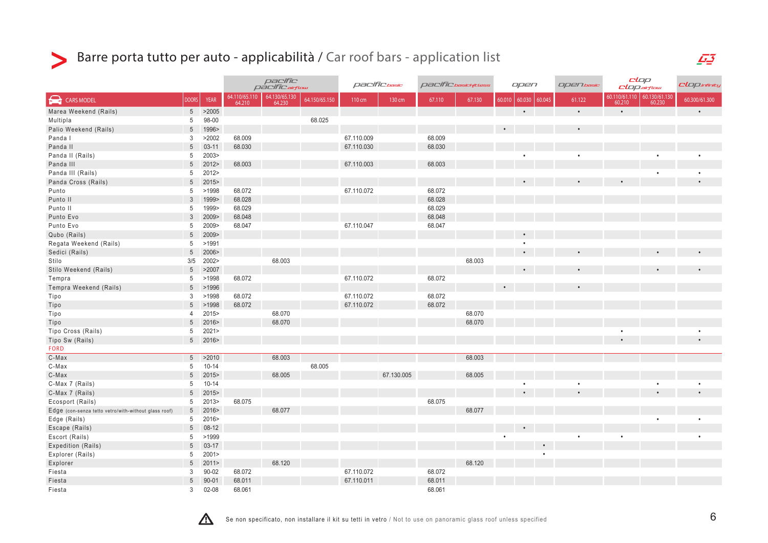# Barre porta tutto per auto - applicabilità / Car roof bars - application list

| | | | pacific / pacific airflow | | | pacific basic | | pacific basic fitless | | open | | | open basic | clop / clop airflow | | clop infinity |
|---|---|---|---|---|---|---|---|---|---|---|---|---|---|---|---|---|
| CARS MODEL | DOORS | YEAR | 64.110/65.110 64.210 | 64.130/65.130 64.230 | 64.150/65.150 | 110 cm | 130 cm | 67.110 | 67.130 | 60.010 | 60.030 | 60.045 | 61.122 | 60.110/61.110 60.210 | 60.130/61.130 60.230 | 60.300/61.300 |
| Marea Weekend (Rails) | 5 | >2005 | | | | | | | | | • | | • | • | | • |
| Multipla | 5 | 98-00 | | | 68.025 | | | | | | | | | | | |
| Palio Weekend (Rails) | 5 | 1996> | | | | | | | | • | | | • | | | |
| Panda I | 3 | >2002 | 68.009 | | | 67.110.009 | | 68.009 | | | | | | | | |
| Panda II | 5 | 03-11 | 68.030 | | | 67.110.030 | | 68.030 | | | | | | | | |
| Panda II (Rails) | 5 | 2003> | | | | | | | | | • | | • | | • | • |
| Panda III | 5 | 2012> | 68.003 | | | 67.110.003 | | 68.003 | | | | | | | | |
| Panda III (Rails) | 5 | 2012> | | | | | | | | | | | | | • | • |
| Panda Cross (Rails) | 5 | 2015> | | | | | | | | | • | | • | • | | • |
| Punto | 5 | >1998 | 68.072 | | | 67.110.072 | | 68.072 | | | | | | | | |
| Punto II | 3 | 1999> | 68.028 | | | | | 68.028 | | | | | | | | |
| Punto II | 5 | 1999> | 68.029 | | | | | 68.029 | | | | | | | | |
| Punto Evo | 3 | 2009> | 68.048 | | | | | 68.048 | | | | | | | | |
| Punto Evo | 5 | 2009> | 68.047 | | | 67.110.047 | | 68.047 | | | | | | | | |
| Qubo (Rails) | 5 | 2009> | | | | | | | | | • | | | | | |
| Regata Weekend (Rails) | 5 | >1991 | | | | | | | | | • | | | | | |
| Sedici (Rails) | 5 | 2006> | | | | | | | | | • | | • | | • | • |
| Stilo | 3/5 | 2002> | | 68.003 | | | | | 68.003 | | | | | | | |
| Stilo Weekend (Rails) | 5 | >2007 | | | | | | | | | • | | • | | • | • |
| Tempra | 5 | >1998 | 68.072 | | | 67.110.072 | | 68.072 | | | | | | | | |
| Tempra Weekend (Rails) | 5 | >1996 | | | | | | | | • | | | • | | | |
| Tipo | 3 | >1998 | 68.072 | | | 67.110.072 | | 68.072 | | | | | | | | |
| Tipo | 5 | >1998 | 68.072 | | | 67.110.072 | | 68.072 | | | | | | | | |
| Tipo | 4 | 2015> | | 68.070 | | | | | 68.070 | | | | | | | |
| Tipo | 5 | 2016> | | 68.070 | | | | | 68.070 | | | | | | | |
| Tipo Cross (Rails) | 5 | 2021> | | | | | | | | | | | | • | | • |
| Tipo Sw (Rails) | 5 | 2016> | | | | | | | | | | | | • | | • |
| **FORD** | | | | | | | | | | | | | | | | |
| C-Max | 5 | >2010 | | 68.003 | | | | | 68.003 | | | | | | | |
| C-Max | 5 | 10-14 | | | 68.005 | | | | | | | | | | | |
| C-Max | 5 | 2015> | | 68.005 | | | 67.130.005 | | 68.005 | | | | | | | |
| C-Max 7 (Rails) | 5 | 10-14 | | | | | | | | | • | | • | | • | • |
| C-Max 7 (Rails) | 5 | 2015> | | | | | | | | | • | | • | | • | • |
| Ecosport (Rails) | 5 | 2013> | 68.075 | | | | | 68.075 | | | | | | | | |
| Edge (con-senza tetto vetro/with-without glass roof) | 5 | 2016> | | 68.077 | | | | | 68.077 | | | | | | | |
| Edge (Rails) | 5 | 2016> | | | | | | | | | | | | | • | • |
| Escape (Rails) | 5 | 08-12 | | | | | | | | | • | | | | | |
| Escort (Rails) | 5 | >1999 | | | | | | | | • | | | • | • | | • |
| Expedition (Rails) | 5 | 03-17 | | | | | | | | | | • | | | | |
| Explorer (Rails) | 5 | 2001> | | | | | | | | | | • | | | | |
| Explorer | 5 | 2011> | | 68.120 | | | | | 68.120 | | | | | | | |
| Fiesta | 3 | 90-02 | 68.072 | | | 67.110.072 | | 68.072 | | | | | | | | |
| Fiesta | 5 | 90-01 | 68.011 | | | 67.110.011 | | 68.011 | | | | | | | | |
| Fiesta | 3 | 02-08 | 68.061 | | | | | 68.061 | | | | | | | | |

⚠ Se non specificato, non installare il kit su tetti in vetro / Not to use on panoramic glass roof unless specified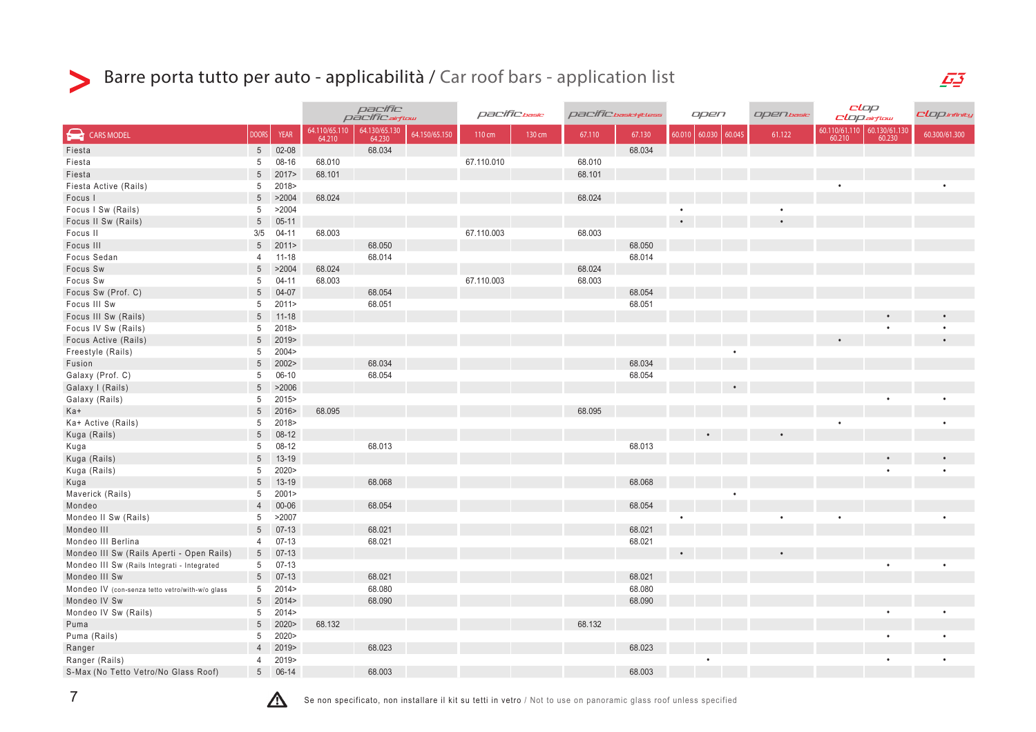# Barre porta tutto per auto - applicabilità / Car roof bars - application list

| | | | pacific / pacific airflow | | | pacific basic | | pacific basic fittless | | open | | | open basic | clop / clop airflow | | clop infinity |
|---|---|---|---|---|---|---|---|---|---|---|---|---|---|---|---|---|
| CARS MODEL | DOORS | YEAR | 64.110/65.110 64.210 | 64.130/65.130 64.230 | 64.150/65.150 | 110 cm | 130 cm | 67.110 | 67.130 | 60.010 | 60.030 | 60.045 | 61.122 | 60.110/61.110 60.210 | 60.130/61.130 60.230 | 60.300/61.300 |
| Fiesta | 5 | 02-08 | | 68.034 | | | | | 68.034 | | | | | | | |
| Fiesta | 5 | 08-16 | 68.010 | | | 67.110.010 | | 68.010 | | | | | | | | |
| Fiesta | 5 | 2017> | 68.101 | | | | | 68.101 | | | | | | | | |
| Fiesta Active (Rails) | 5 | 2018> | | | | | | | | | | | | • | | • |
| Focus I | 5 | >2004 | 68.024 | | | | | 68.024 | | | | | | | | |
| Focus I Sw (Rails) | 5 | >2004 | | | | | | | | • | | | • | | | |
| Focus II Sw (Rails) | 5 | 05-11 | | | | | | | | • | | | • | | | |
| Focus II | 3/5 | 04-11 | 68.003 | | | 67.110.003 | | 68.003 | | | | | | | | |
| Focus III | 5 | 2011> | | 68.050 | | | | | 68.050 | | | | | | | |
| Focus Sedan | 4 | 11-18 | | 68.014 | | | | | 68.014 | | | | | | | |
| Focus Sw | 5 | >2004 | 68.024 | | | | | 68.024 | | | | | | | | |
| Focus Sw | 5 | 04-11 | 68.003 | | | 67.110.003 | | 68.003 | | | | | | | | |
| Focus Sw (Prof. C) | 5 | 04-07 | | 68.054 | | | | | 68.054 | | | | | | | |
| Focus III Sw | 5 | 2011> | | 68.051 | | | | | 68.051 | | | | | | | |
| Focus III Sw (Rails) | 5 | 11-18 | | | | | | | | | | | | | • | • |
| Focus IV Sw (Rails) | 5 | 2018> | | | | | | | | | | | | | • | • |
| Focus Active (Rails) | 5 | 2019> | | | | | | | | | | | | • | | • |
| Freestyle (Rails) | 5 | 2004> | | | | | | | | | | • | | | | |
| Fusion | 5 | 2002> | | 68.034 | | | | | 68.034 | | | | | | | |
| Galaxy (Prof. C) | 5 | 06-10 | | 68.054 | | | | | 68.054 | | | | | | | |
| Galaxy I (Rails) | 5 | >2006 | | | | | | | | | | • | | | | |
| Galaxy (Rails) | 5 | 2015> | | | | | | | | | | | | | • | • |
| Ka+ | 5 | 2016> | 68.095 | | | | | 68.095 | | | | | | | | |
| Ka+ Active (Rails) | 5 | 2018> | | | | | | | | | | | | • | | • |
| Kuga (Rails) | 5 | 08-12 | | | | | | | | | • | | • | | | |
| Kuga | 5 | 08-12 | | 68.013 | | | | | 68.013 | | | | | | | |
| Kuga (Rails) | 5 | 13-19 | | | | | | | | | | | | | • | • |
| Kuga (Rails) | 5 | 2020> | | | | | | | | | | | | | • | • |
| Kuga | 5 | 13-19 | | 68.068 | | | | | 68.068 | | | | | | | |
| Maverick (Rails) | 5 | 2001> | | | | | | | | | | • | | | | |
| Mondeo | 4 | 00-06 | | 68.054 | | | | | 68.054 | | | | | | | |
| Mondeo II Sw (Rails) | 5 | >2007 | | | | | | | | • | | | • | • | | • |
| Mondeo III | 5 | 07-13 | | 68.021 | | | | | 68.021 | | | | | | | |
| Mondeo III Berlina | 4 | 07-13 | | 68.021 | | | | | 68.021 | | | | | | | |
| Mondeo III Sw (Rails Aperti - Open Rails) | 5 | 07-13 | | | | | | | | • | | | • | | | |
| Mondeo III Sw (Rails Integrati - Integrated | 5 | 07-13 | | | | | | | | | | | | | • | • |
| Mondeo III Sw | 5 | 07-13 | | 68.021 | | | | | 68.021 | | | | | | | |
| Mondeo IV (con-senza tetto vetro/with-w/o glass | 5 | 2014> | | 68.080 | | | | | 68.080 | | | | | | | |
| Mondeo IV Sw | 5 | 2014> | | 68.090 | | | | | 68.090 | | | | | | | |
| Mondeo IV Sw (Rails) | 5 | 2014> | | | | | | | | | | | | | • | • |
| Puma | 5 | 2020> | 68.132 | | | | | 68.132 | | | | | | | | |
| Puma (Rails) | 5 | 2020> | | | | | | | | | | | | | • | • |
| Ranger | 4 | 2019> | | 68.023 | | | | | 68.023 | | | | | | | |
| Ranger (Rails) | 4 | 2019> | | | | | | | | | • | | | | • | • |
| S-Max (No Tetto Vetro/No Glass Roof) | 5 | 06-14 | | 68.003 | | | | | 68.003 | | | | | | | |

⚠ Se non specificato, non installare il kit su tetti in vetro / Not to use on panoramic glass roof unless specified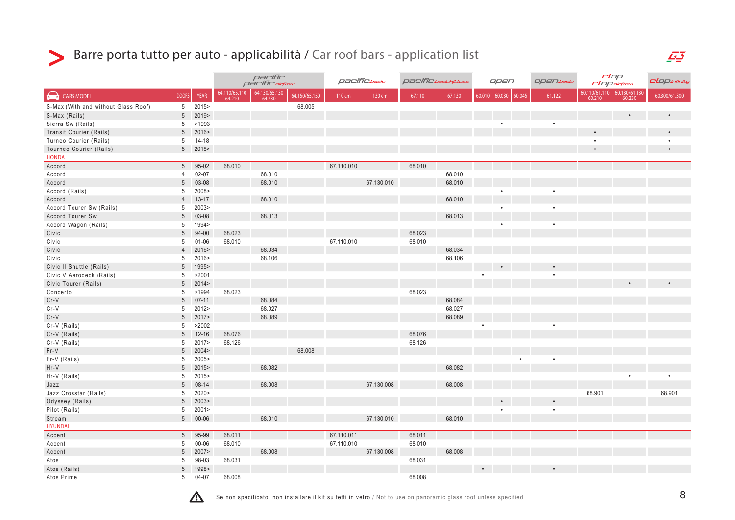# Barre porta tutto per auto - applicabilità / Car roof bars - application list

| | | | pacific / pacific airflow | | | pacific basic | | pacific basic fitless | | open | | | open basic | clop / clop airflow | | clop infinity |
|---|---|---|---|---|---|---|---|---|---|---|---|---|---|---|---|---|
| CARS MODEL | DOORS | YEAR | 64.110/65.110 64.210 | 64.130/65.130 64.230 | 64.150/65.150 | 110 cm | 130 cm | 67.110 | 67.130 | 60.010 | 60.030 | 60.045 | 61.122 | 60.110/61.110 60.210 | 60.130/61.130 60.230 | 60.300/61.300 |
| S-Max (With and without Glass Roof) | 5 | 2015> | | | 68.005 | | | | | | | | | | | |
| S-Max (Rails) | 5 | 2019> | | | | | | | | | | | | | • | • |
| Sierra Sw (Rails) | 5 | >1993 | | | | | | | | | • | | • | | | |
| Transit Courier (Rails) | 5 | 2016> | | | | | | | | | | | | • | | • |
| Turneo Courier (Rails) | 5 | 14-18 | | | | | | | | | | | | • | | • |
| Tourneo Courier (Rails) | 5 | 2018> | | | | | | | | | | | | • | | • |
| **HONDA** | | | | | | | | | | | | | | | | |
| Accord | 5 | 95-02 | 68.010 | | | 67.110.010 | | 68.010 | | | | | | | | |
| Accord | 4 | 02-07 | | 68.010 | | | | | 68.010 | | | | | | | |
| Accord | 5 | 03-08 | | 68.010 | | | 67.130.010 | | 68.010 | | | | | | | |
| Accord (Rails) | 5 | 2008> | | | | | | | | | • | | • | | | |
| Accord | 4 | 13-17 | | 68.010 | | | | | 68.010 | | | | | | | |
| Accord Tourer Sw (Rails) | 5 | 2003> | | | | | | | | | • | | • | | | |
| Accord Tourer Sw | 5 | 03-08 | | 68.013 | | | | | 68.013 | | | | | | | |
| Accord Wagon (Rails) | 5 | 1994> | | | | | | | | | • | | • | | | |
| Civic | 5 | 94-00 | 68.023 | | | | | 68.023 | | | | | | | | |
| Civic | 5 | 01-06 | 68.010 | | | 67.110.010 | | 68.010 | | | | | | | | |
| Civic | 4 | 2016> | | 68.034 | | | | | 68.034 | | | | | | | |
| Civic | 5 | 2016> | | 68.106 | | | | | 68.106 | | | | | | | |
| Civic II Shuttle (Rails) | 5 | 1995> | | | | | | | | | • | | • | | | |
| Civic V Aerodeck (Rails) | 5 | >2001 | | | | | | | | • | | | • | | | |
| Civic Tourer (Rails) | 5 | 2014> | | | | | | | | | | | | | • | • |
| Concerto | 5 | >1994 | 68.023 | | | | | 68.023 | | | | | | | | |
| Cr-V | 5 | 07-11 | | 68.084 | | | | | 68.084 | | | | | | | |
| Cr-V | 5 | 2012> | | 68.027 | | | | | 68.027 | | | | | | | |
| Cr-V | 5 | 2017> | | 68.089 | | | | | 68.089 | | | | | | | |
| Cr-V (Rails) | 5 | >2002 | | | | | | | | • | | | • | | | |
| Cr-V (Rails) | 5 | 12-16 | 68.076 | | | | | 68.076 | | | | | | | | |
| Cr-V (Rails) | 5 | 2017> | 68.126 | | | | | 68.126 | | | | | | | | |
| Fr-V | 5 | 2004> | | | 68.008 | | | | | | | | | | | |
| Fr-V (Rails) | 5 | 2005> | | | | | | | | | | • | • | | | |
| Hr-V | 5 | 2015> | | 68.082 | | | | | 68.082 | | | | | | | |
| Hr-V (Rails) | 5 | 2015> | | | | | | | | | | | | | • | • |
| Jazz | 5 | 08-14 | | 68.008 | | | 67.130.008 | | 68.008 | | | | | | | |
| Jazz Crosstar (Rails) | 5 | 2020> | | | | | | | | | | | | 68.901 | | 68.901 |
| Odyssey (Rails) | 5 | 2003> | | | | | | | | | • | | • | | | |
| Pilot (Rails) | 5 | 2001> | | | | | | | | | • | | • | | | |
| Stream | 5 | 00-06 | | 68.010 | | | 67.130.010 | | 68.010 | | | | | | | |
| **HYUNDAI** | | | | | | | | | | | | | | | | |
| Accent | 5 | 95-99 | 68.011 | | | 67.110.011 | | 68.011 | | | | | | | | |
| Accent | 5 | 00-06 | 68.010 | | | 67.110.010 | | 68.010 | | | | | | | | |
| Accent | 5 | 2007> | | 68.008 | | | 67.130.008 | | 68.008 | | | | | | | |
| Atos | 5 | 98-03 | 68.031 | | | | | 68.031 | | | | | | | | |
| Atos (Rails) | 5 | 1998> | | | | | | | | • | | | • | | | |
| Atos Prime | 5 | 04-07 | 68.008 | | | | | 68.008 | | | | | | | | |

⚠ Se non specificato, non installare il kit su tetti in vetro / Not to use on panoramic glass roof unless specified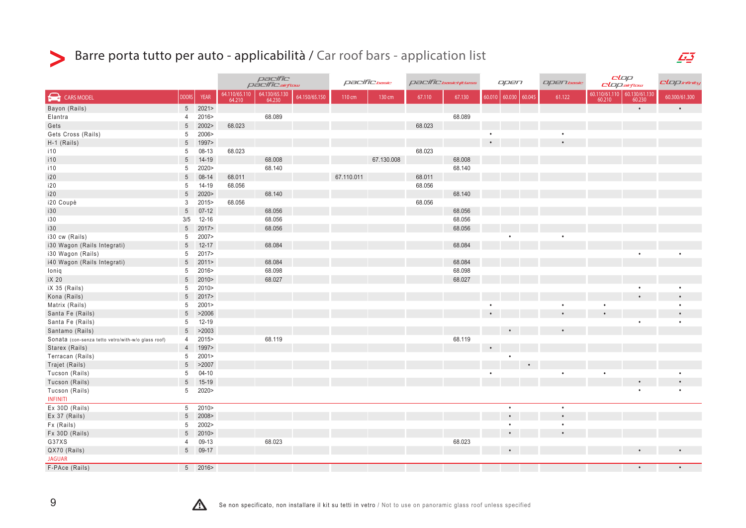# Barre porta tutto per auto - applicabilità / Car roof bars - application list

| CARS MODEL | DOORS | YEAR | pacific / pacific airflow | | | pacific basic | | pacific basickitless | | open | | | open basic | clop / clop airflow | | clop infinity |
|---|---|---|---|---|---|---|---|---|---|---|---|---|---|---|---|---|
| | | | 64.110/65.110 64.210 | 64.130/65.130 64.230 | 64.150/65.150 | 110 cm | 130 cm | 67.110 | 67.130 | 60.010 | 60.030 | 60.045 | 61.122 | 60.110/61.110 60.210 | 60.130/61.130 60.230 | 60.300/61.300 |
| Bayon (Rails) | 5 | 2021> | | | | | | | | | | | | | • | • |
| Elantra | 4 | 2016> | | 68.089 | | | | | 68.089 | | | | | | | |
| Gets | 5 | 2002> | 68.023 | | | | | 68.023 | | | | | | | | |
| Gets Cross (Rails) | 5 | 2006> | | | | | | | | • | | | • | | | |
| H-1 (Rails) | 5 | 1997> | | | | | | | | • | | | • | | | |
| i10 | 5 | 08-13 | 68.023 | | | | | 68.023 | | | | | | | | |
| i10 | 5 | 14-19 | | 68.008 | | | 67.130.008 | | 68.008 | | | | | | | |
| i10 | 5 | 2020> | | 68.140 | | | | | 68.140 | | | | | | | |
| i20 | 5 | 08-14 | 68.011 | | | 67.110.011 | | 68.011 | | | | | | | | |
| i20 | 5 | 14-19 | 68.056 | | | | | 68.056 | | | | | | | | |
| i20 | 5 | 2020> | | 68.140 | | | | | 68.140 | | | | | | | |
| i20 Coupè | 3 | 2015> | 68.056 | | | | | 68.056 | | | | | | | | |
| i30 | 5 | 07-12 | | 68.056 | | | | | 68.056 | | | | | | | |
| i30 | 3/5 | 12-16 | | 68.056 | | | | | 68.056 | | | | | | | |
| i30 | 5 | 2017> | | 68.056 | | | | | 68.056 | | | | | | | |
| i30 cw (Rails) | 5 | 2007> | | | | | | | | | • | | • | | | |
| i30 Wagon (Rails Integrati) | 5 | 12-17 | | 68.084 | | | | | 68.084 | | | | | | | |
| i30 Wagon (Rails) | 5 | 2017> | | | | | | | | | | | | | • | • |
| i40 Wagon (Rails Integrati) | 5 | 2011> | | 68.084 | | | | | 68.084 | | | | | | | |
| Ioniq | 5 | 2016> | | 68.098 | | | | | 68.098 | | | | | | | |
| iX 20 | 5 | 2010> | | 68.027 | | | | | 68.027 | | | | | | | |
| iX 35 (Rails) | 5 | 2010> | | | | | | | | | | | | | • | • |
| Kona (Rails) | 5 | 2017> | | | | | | | | | | | | | • | • |
| Matrix (Rails) | 5 | 2001> | | | | | | | | • | | | • | • | | • |
| Santa Fe (Rails) | 5 | >2006 | | | | | | | | • | | | • | • | | • |
| Santa Fe (Rails) | 5 | 12-19 | | | | | | | | | | | | | • | • |
| Santamo (Rails) | 5 | >2003 | | | | | | | | | • | | • | | | |
| Sonata (con-senza tetto vetro/with-w/o glass roof) | 4 | 2015> | | 68.119 | | | | | 68.119 | | | | | | | |
| Starex (Rails) | 4 | 1997> | | | | | | | | • | | | | | | |
| Terracan (Rails) | 5 | 2001> | | | | | | | | | • | | | | | |
| Trajet (Rails) | 5 | >2007 | | | | | | | | | | • | | | | |
| Tucson (Rails) | 5 | 04-10 | | | | | | | | • | | | • | • | | • |
| Tucson (Rails) | 5 | 15-19 | | | | | | | | | | | | | • | • |
| Tucson (Rails) | 5 | 2020> | | | | | | | | | | | | | • | • |
| **INFINITI** | | | | | | | | | | | | | | | | |
| Ex 30D (Rails) | 5 | 2010> | | | | | | | | | • | | • | | | |
| Ex 37 (Rails) | 5 | 2008> | | | | | | | | | • | | • | | | |
| Fx (Rails) | 5 | 2002> | | | | | | | | | • | | • | | | |
| Fx 30D (Rails) | 5 | 2010> | | | | | | | | | • | | • | | | |
| G37XS | 4 | 09-13 | | 68.023 | | | | | 68.023 | | | | | | | |
| QX70 (Rails) | 5 | 09-17 | | | | | | | | | • | | | | • | • |
| **JAGUAR** | | | | | | | | | | | | | | | | |
| F-PAce (Rails) | 5 | 2016> | | | | | | | | | | | | | • | • |

⚠ Se non specificato, non installare il kit su tetti in vetro / Not to use on panoramic glass roof unless specified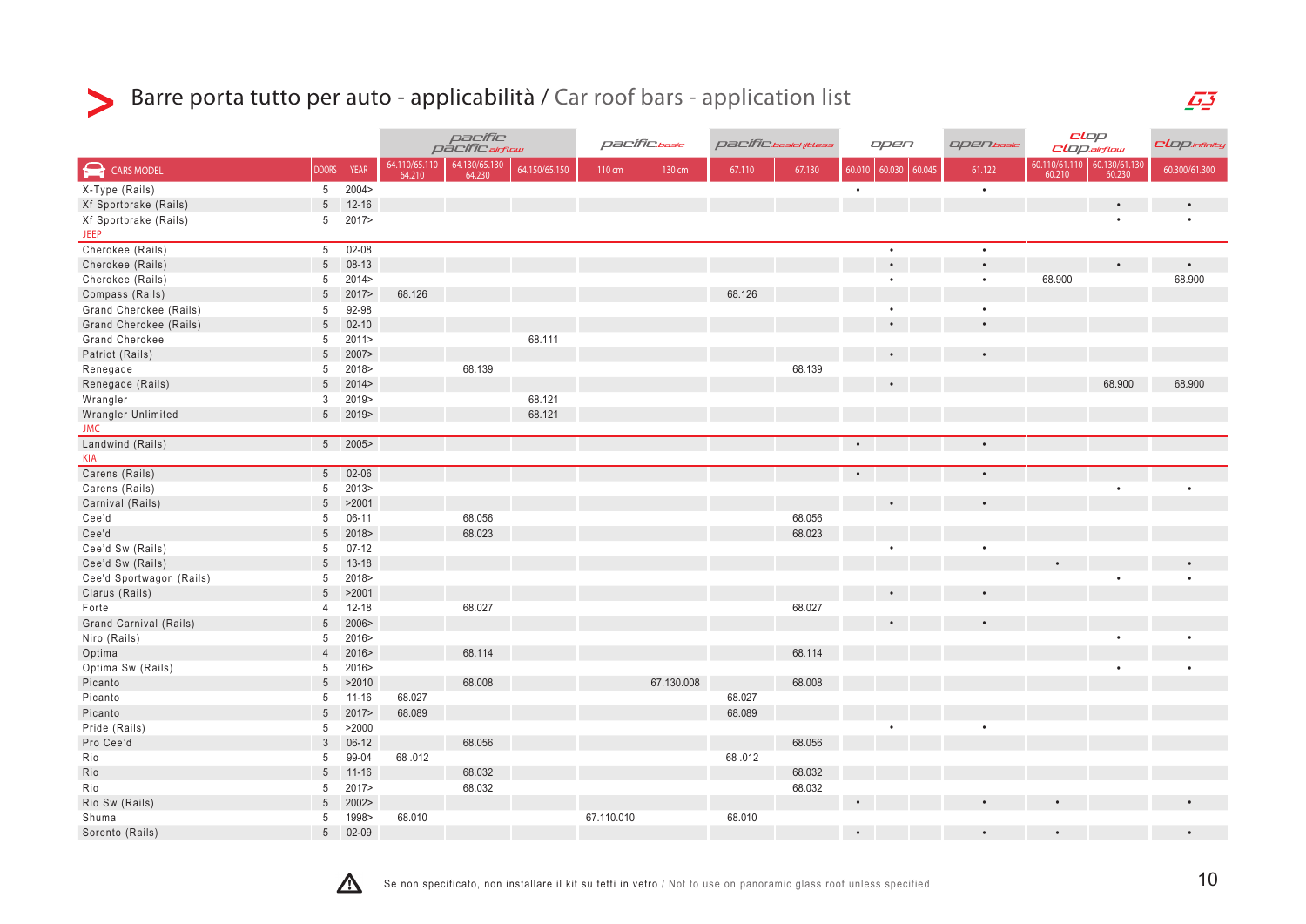# Barre porta tutto per auto - applicabilità / Car roof bars - application list

| | | | pacific / pacific airflow | | | pacific basic | | pacific basic fitless | | open | | | open basic | clop / clop airflow | | clop infinity |
|---|---|---|---|---|---|---|---|---|---|---|---|---|---|---|---|---|
| CARS MODEL | DOORS | YEAR | 64.110/65.110 64.210 | 64.130/65.130 64.230 | 64.150/65.150 | 110 cm | 130 cm | 67.110 | 67.130 | 60.010 | 60.030 | 60.045 | 61.122 | 60.110/61.110 60.210 | 60.130/61.130 60.230 | 60.300/61.300 |
| X-Type (Rails) | 5 | 2004> | | | | | | | | • | | | • | | | |
| Xf Sportbrake (Rails) | 5 | 12-16 | | | | | | | | | | | | | • | • |
| Xf Sportbrake (Rails) | 5 | 2017> | | | | | | | | | | | | | • | • |
| **JEEP** | | | | | | | | | | | | | | | | |
| Cherokee (Rails) | 5 | 02-08 | | | | | | | | | • | | • | | | |
| Cherokee (Rails) | 5 | 08-13 | | | | | | | | | • | | • | | • | • |
| Cherokee (Rails) | 5 | 2014> | | | | | | | | | • | | • | 68.900 | | 68.900 |
| Compass (Rails) | 5 | 2017> | 68.126 | | | | | 68.126 | | | | | | | | |
| Grand Cherokee (Rails) | 5 | 92-98 | | | | | | | | | • | | • | | | |
| Grand Cherokee (Rails) | 5 | 02-10 | | | | | | | | | • | | • | | | |
| Grand Cherokee | 5 | 2011> | | | 68.111 | | | | | | | | | | | |
| Patriot (Rails) | 5 | 2007> | | | | | | | | | • | | • | | | |
| Renegade | 5 | 2018> | | 68.139 | | | | | 68.139 | | | | | | | |
| Renegade (Rails) | 5 | 2014> | | | | | | | | | • | | | | 68.900 | 68.900 |
| Wrangler | 3 | 2019> | | | 68.121 | | | | | | | | | | | |
| Wrangler Unlimited | 5 | 2019> | | | 68.121 | | | | | | | | | | | |
| **JMC** | | | | | | | | | | | | | | | | |
| Landwind (Rails) | 5 | 2005> | | | | | | | | • | | | • | | | |
| **KIA** | | | | | | | | | | | | | | | | |
| Carens (Rails) | 5 | 02-06 | | | | | | | | • | | | • | | | |
| Carens (Rails) | 5 | 2013> | | | | | | | | | | | | | • | • |
| Carnival (Rails) | 5 | >2001 | | | | | | | | | • | | • | | | |
| Cee'd | 5 | 06-11 | | 68.056 | | | | | 68.056 | | | | | | | |
| Cee'd | 5 | 2018> | | 68.023 | | | | | 68.023 | | | | | | | |
| Cee'd Sw (Rails) | 5 | 07-12 | | | | | | | | | • | | • | | | |
| Cee'd Sw (Rails) | 5 | 13-18 | | | | | | | | | | | | • | | • |
| Cee'd Sportwagon (Rails) | 5 | 2018> | | | | | | | | | | | | | • | • |
| Clarus (Rails) | 5 | >2001 | | | | | | | | | • | | • | | | |
| Forte | 4 | 12-18 | | 68.027 | | | | | 68.027 | | | | | | | |
| Grand Carnival (Rails) | 5 | 2006> | | | | | | | | | • | | • | | | |
| Niro (Rails) | 5 | 2016> | | | | | | | | | | | | | • | • |
| Optima | 4 | 2016> | | 68.114 | | | | | 68.114 | | | | | | | |
| Optima Sw (Rails) | 5 | 2016> | | | | | | | | | | | | | • | • |
| Picanto | 5 | >2010 | | 68.008 | | | 67.130.008 | | 68.008 | | | | | | | |
| Picanto | 5 | 11-16 | 68.027 | | | | | 68.027 | | | | | | | | |
| Picanto | 5 | 2017> | 68.089 | | | | | 68.089 | | | | | | | | |
| Pride (Rails) | 5 | >2000 | | | | | | | | | • | | • | | | |
| Pro Cee'd | 3 | 06-12 | | 68.056 | | | | | 68.056 | | | | | | | |
| Rio | 5 | 99-04 | 68 .012 | | | | | 68 .012 | | | | | | | | |
| Rio | 5 | 11-16 | | 68.032 | | | | | 68.032 | | | | | | | |
| Rio | 5 | 2017> | | 68.032 | | | | | 68.032 | | | | | | | |
| Rio Sw (Rails) | 5 | 2002> | | | | | | | | • | | | • | • | | • |
| Shuma | 5 | 1998> | 68.010 | | | 67.110.010 | | 68.010 | | | | | | | | |
| Sorento (Rails) | 5 | 02-09 | | | | | | | | • | | | • | • | | • |

⚠ Se non specificato, non installare il kit su tetti in vetro / Not to use on panoramic glass roof unless specified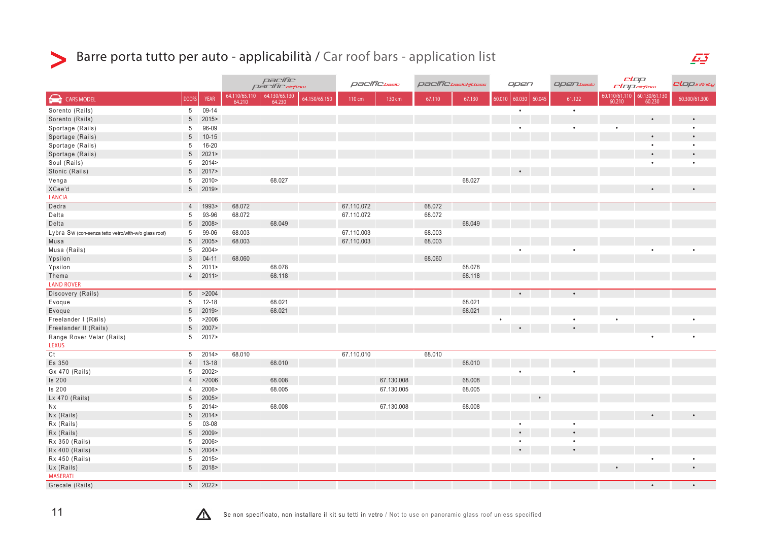# Barre porta tutto per auto - applicabilità / Car roof bars - application list

| | | | pacific / pacific airflow | | | pacific basic | | pacific basic kitless | | open | | | open basic | clop / clop airflow | | clop infinity |
|---|---|---|---|---|---|---|---|---|---|---|---|---|---|---|---|---|
| CARS MODEL | DOORS | YEAR | 64.110/65.110 64.210 | 64.130/65.130 64.230 | 64.150/65.150 | 110 cm | 130 cm | 67.110 | 67.130 | 60.010 | 60.030 | 60.045 | 61.122 | 60.110/61.110 60.210 | 60.130/61.130 60.230 | 60.300/61.300 |
| Sorento (Rails) | 5 | 09-14 | | | | | | | | | • | | • | | | |
| Sorento (Rails) | 5 | 2015> | | | | | | | | | | | | | • | • |
| Sportage (Rails) | 5 | 96-09 | | | | | | | | | • | | • | • | | • |
| Sportage (Rails) | 5 | 10-15 | | | | | | | | | | | | | • | • |
| Sportage (Rails) | 5 | 16-20 | | | | | | | | | | | | | • | • |
| Sportage (Rails) | 5 | 2021> | | | | | | | | | | | | | • | • |
| Soul (Rails) | 5 | 2014> | | | | | | | | | | | | | • | • |
| Stonic (Rails) | 5 | 2017> | | | | | | | | | • | | | | | |
| Venga | 5 | 2010> | | 68.027 | | | | | 68.027 | | | | | | | |
| XCee'd | 5 | 2019> | | | | | | | | | | | | | • | • |
| **LANCIA** | | | | | | | | | | | | | | | | |
| Dedra | 4 | 1993> | 68.072 | | | 67.110.072 | | 68.072 | | | | | | | | |
| Delta | 5 | 93-96 | 68.072 | | | 67.110.072 | | 68.072 | | | | | | | | |
| Delta | 5 | 2008> | | 68.049 | | | | | 68.049 | | | | | | | |
| Lybra Sw (con-senza tetto vetro/with-w/o glass roof) | 5 | 99-06 | 68.003 | | | 67.110.003 | | 68.003 | | | | | | | | |
| Musa | 5 | 2005> | 68.003 | | | 67.110.003 | | 68.003 | | | | | | | | |
| Musa (Rails) | 5 | 2004> | | | | | | | | | • | | • | | • | • |
| Ypsilon | 3 | 04-11 | 68.060 | | | | | 68.060 | | | | | | | | |
| Ypsilon | 5 | 2011> | | 68.078 | | | | | 68.078 | | | | | | | |
| Thema | 4 | 2011> | | 68.118 | | | | | 68.118 | | | | | | | |
| **LAND ROVER** | | | | | | | | | | | | | | | | |
| Discovery (Rails) | 5 | >2004 | | | | | | | | | • | | • | | | |
| Evoque | 5 | 12-18 | | 68.021 | | | | | 68.021 | | | | | | | |
| Evoque | 5 | 2019> | | 68.021 | | | | | 68.021 | | | | | | | |
| Freelander I (Rails) | 5 | >2006 | | | | | | | | • | | | • | • | | • |
| Freelander II (Rails) | 5 | 2007> | | | | | | | | | • | | • | | | |
| Range Rover Velar (Rails) | 5 | 2017> | | | | | | | | | | | | | • | • |
| **LEXUS** | | | | | | | | | | | | | | | | |
| Ct | 5 | 2014> | 68.010 | | | 67.110.010 | | 68.010 | | | | | | | | |
| Es 350 | 4 | 13-18 | | 68.010 | | | | | 68.010 | | | | | | | |
| Gx 470 (Rails) | 5 | 2002> | | | | | | | | | • | | • | | | |
| Is 200 | 4 | >2006 | | 68.008 | | | 67.130.008 | | 68.008 | | | | | | | |
| Is 200 | 4 | 2006> | | 68.005 | | | 67.130.005 | | 68.005 | | | | | | | |
| Lx 470 (Rails) | 5 | 2005> | | | | | | | | | | • | | | | |
| Nx | 5 | 2014> | | 68.008 | | | 67.130.008 | | 68.008 | | | | | | | |
| Nx (Rails) | 5 | 2014> | | | | | | | | | | | | | • | • |
| Rx (Rails) | 5 | 03-08 | | | | | | | | | • | | • | | | |
| Rx (Rails) | 5 | 2009> | | | | | | | | | • | | • | | | |
| Rx 350 (Rails) | 5 | 2006> | | | | | | | | | • | | • | | | |
| Rx 400 (Rails) | 5 | 2004> | | | | | | | | | • | | • | | | |
| Rx 450 (Rails) | 5 | 2015> | | | | | | | | | | | | | • | • |
| Ux (Rails) | 5 | 2018> | | | | | | | | | | | | • | | • |
| **MASERATI** | | | | | | | | | | | | | | | | |
| Grecale (Rails) | 5 | 2022> | | | | | | | | | | | | | • | • |

⚠ Se non specificato, non installare il kit su tetti in vetro / Not to use on panoramic glass roof unless specified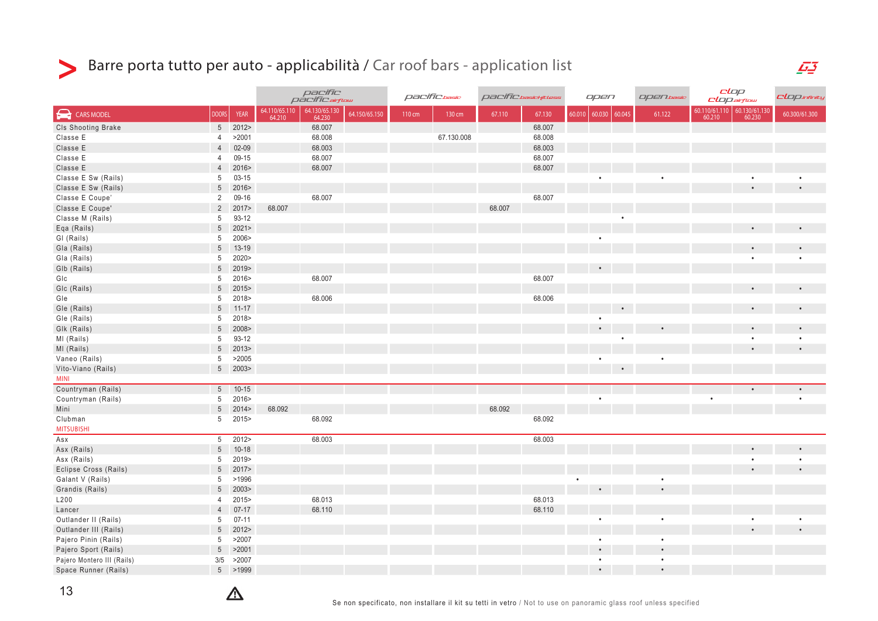# Barre porta tutto per auto - applicabilità / Car roof bars - application list

| CARS MODEL | DOORS | YEAR | pacific / pacific airflow | | | pacific basic | | pacific basicfittless | | open | | | open basic | clop / clop airflow | | clop infinity |
|---|---|---|---|---|---|---|---|---|---|---|---|---|---|---|---|---|
| | | | 64.110/65.110 64.210 | 64.130/65.130 64.230 | 64.150/65.150 | 110 cm | 130 cm | 67.110 | 67.130 | 60.010 | 60.030 | 60.045 | 61.122 | 60.110/61.110 60.210 | 60.130/61.130 60.230 | 60.300/61.300 |
| Cls Shooting Brake | 5 | 2012> | | 68.007 | | | | | 68.007 | | | | | | | |
| Classe E | 4 | >2001 | | 68.008 | | | 67.130.008 | | 68.008 | | | | | | | |
| Classe E | 4 | 02-09 | | 68.003 | | | | | 68.003 | | | | | | | |
| Classe E | 4 | 09-15 | | 68.007 | | | | | 68.007 | | | | | | | |
| Classe E | 4 | 2016> | | 68.007 | | | | | 68.007 | | | | | | | |
| Classe E Sw (Rails) | 5 | 03-15 | | | | | | | | | • | | • | | • | • |
| Classe E Sw (Rails) | 5 | 2016> | | | | | | | | | | | | | • | • |
| Classe E Coupe' | 2 | 09-16 | | 68.007 | | | | | 68.007 | | | | | | | |
| Classe E Coupe' | 2 | 2017> | 68.007 | | | | | 68.007 | | | | | | | | |
| Classe M (Rails) | 5 | 93-12 | | | | | | | | | | • | | | | |
| Eqa (Rails) | 5 | 2021> | | | | | | | | | | | | | • | • |
| Gl (Rails) | 5 | 2006> | | | | | | | | | • | | | | | |
| Gla (Rails) | 5 | 13-19 | | | | | | | | | | | | | • | • |
| Gla (Rails) | 5 | 2020> | | | | | | | | | | | | | • | • |
| Glb (Rails) | 5 | 2019> | | | | | | | | | • | | | | | |
| Glc | 5 | 2016> | | 68.007 | | | | | 68.007 | | | | | | | |
| Glc (Rails) | 5 | 2015> | | | | | | | | | | | | | • | • |
| Gle | 5 | 2018> | | 68.006 | | | | | 68.006 | | | | | | | |
| Gle (Rails) | 5 | 11-17 | | | | | | | | | | • | | | • | • |
| Gle (Rails) | 5 | 2018> | | | | | | | | | • | | | | | |
| Glk (Rails) | 5 | 2008> | | | | | | | | | • | | • | | • | • |
| Ml (Rails) | 5 | 93-12 | | | | | | | | | | • | | | • | • |
| Ml (Rails) | 5 | 2013> | | | | | | | | | | | | | • | • |
| Vaneo (Rails) | 5 | >2005 | | | | | | | | | • | | • | | | |
| Vito-Viano (Rails) | 5 | 2003> | | | | | | | | | | • | | | | |
| MINI | | | | | | | | | | | | | | | | |
| Countryman (Rails) | 5 | 10-15 | | | | | | | | | | | | | • | • |
| Countryman (Rails) | 5 | 2016> | | | | | | | | | • | | | • | | • |
| Mini | 5 | 2014> | 68.092 | | | | | 68.092 | | | | | | | | |
| Clubman | 5 | 2015> | | 68.092 | | | | | 68.092 | | | | | | | |
| MITSUBISHI | | | | | | | | | | | | | | | | |
| Asx | 5 | 2012> | | 68.003 | | | | | 68.003 | | | | | | | |
| Asx (Rails) | 5 | 10-18 | | | | | | | | | | | | | • | • |
| Asx (Rails) | 5 | 2019> | | | | | | | | | | | | | • | • |
| Eclipse Cross (Rails) | 5 | 2017> | | | | | | | | | | | | | • | • |
| Galant V (Rails) | 5 | >1996 | | | | | | | | • | | | • | | | |
| Grandis (Rails) | 5 | 2003> | | | | | | | | | • | | • | | | |
| L200 | 4 | 2015> | | 68.013 | | | | | 68.013 | | | | | | | |
| Lancer | 4 | 07-17 | | 68.110 | | | | | 68.110 | | | | | | | |
| Outlander II (Rails) | 5 | 07-11 | | | | | | | | | • | | • | | • | • |
| Outlander III (Rails) | 5 | 2012> | | | | | | | | | | | | | • | • |
| Pajero Pinin (Rails) | 5 | >2007 | | | | | | | | | • | | • | | | |
| Pajero Sport (Rails) | 5 | >2001 | | | | | | | | | • | | • | | | |
| Pajero Montero III (Rails) | 3/5 | >2007 | | | | | | | | | • | | • | | | |
| Space Runner (Rails) | 5 | >1999 | | | | | | | | | • | | • | | | |

Se non specificato, non installare il kit su tetti in vetro / Not to use on panoramic glass roof unless specified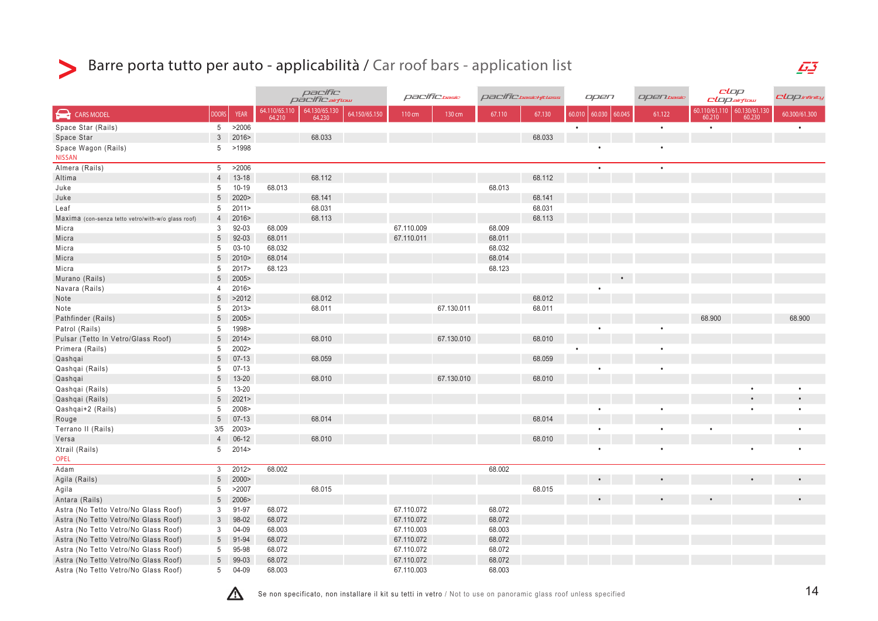# Barre porta tutto per auto - applicabilità / Car roof bars - application list

| CARS MODEL | DOORS | YEAR | pacific / pacific airflow 64.110/65.110 64.210 | pacific / pacific airflow 64.130/65.130 64.230 | pacific / pacific airflow 64.150/65.150 | pacific basic 110 cm | pacific basic 130 cm | pacific basic fittless 67.110 | pacific basic fittless 67.130 | open 60.010 | open 60.030 | open 60.045 | open basic 61.122 | clop / clop airflow 60.110/61.110 60.210 | clop / clop airflow 60.130/61.130 60.230 | clop infinity 60.300/61.300 |
|---|---|---|---|---|---|---|---|---|---|---|---|---|---|---|---|---|
| Space Star (Rails) | 5 | >2006 | | | | | | | | • | | | • | • | | • |
| Space Star | 3 | 2016> | | 68.033 | | | | | 68.033 | | | | | | | |
| Space Wagon (Rails) | 5 | >1998 | | | | | | | | | • | | • | | | |
| **NISSAN** | | | | | | | | | | | | | | | | |
| Almera (Rails) | 5 | >2006 | | | | | | | | | • | | • | | | |
| Altima | 4 | 13-18 | | 68.112 | | | | | 68.112 | | | | | | | |
| Juke | 5 | 10-19 | 68.013 | | | | | 68.013 | | | | | | | | |
| Juke | 5 | 2020> | | 68.141 | | | | | 68.141 | | | | | | | |
| Leaf | 5 | 2011> | | 68.031 | | | | | 68.031 | | | | | | | |
| Maxima (con-senza tetto vetro/with-w/o glass roof) | 4 | 2016> | | 68.113 | | | | | 68.113 | | | | | | | |
| Micra | 3 | 92-03 | 68.009 | | | 67.110.009 | | 68.009 | | | | | | | | |
| Micra | 5 | 92-03 | 68.011 | | | 67.110.011 | | 68.011 | | | | | | | | |
| Micra | 5 | 03-10 | 68.032 | | | | | 68.032 | | | | | | | | |
| Micra | 5 | 2010> | 68.014 | | | | | 68.014 | | | | | | | | |
| Micra | 5 | 2017> | 68.123 | | | | | 68.123 | | | | | | | | |
| Murano (Rails) | 5 | 2005> | | | | | | | | | | • | | | | |
| Navara (Rails) | 4 | 2016> | | | | | | | | | • | | | | | |
| Note | 5 | >2012 | | 68.012 | | | | | 68.012 | | | | | | | |
| Note | 5 | 2013> | | 68.011 | | | 67.130.011 | | 68.011 | | | | | | | |
| Pathfinder (Rails) | 5 | 2005> | | | | | | | | | | | | 68.900 | | 68.900 |
| Patrol (Rails) | 5 | 1998> | | | | | | | | | • | | • | | | |
| Pulsar (Tetto In Vetro/Glass Roof) | 5 | 2014> | | 68.010 | | | 67.130.010 | | 68.010 | | | | | | | |
| Primera (Rails) | 5 | 2002> | | | | | | | | • | | | • | | | |
| Qashqai | 5 | 07-13 | | 68.059 | | | | | 68.059 | | | | | | | |
| Qashqai (Rails) | 5 | 07-13 | | | | | | | | | • | | • | | | |
| Qashqai | 5 | 13-20 | | 68.010 | | | 67.130.010 | | 68.010 | | | | | | | |
| Qashqai (Rails) | 5 | 13-20 | | | | | | | | | | | | | • | • |
| Qashqai (Rails) | 5 | 2021> | | | | | | | | | | | | | • | • |
| Qashqai+2 (Rails) | 5 | 2008> | | | | | | | | | • | | • | | • | • |
| Rouge | 5 | 07-13 | | 68.014 | | | | | 68.014 | | | | | | | |
| Terrano II (Rails) | 3/5 | 2003> | | | | | | | | | • | | • | • | | • |
| Versa | 4 | 06-12 | | 68.010 | | | | | 68.010 | | | | | | | |
| Xtrail (Rails) | 5 | 2014> | | | | | | | | | • | | • | | • | • |
| **OPEL** | | | | | | | | | | | | | | | | |
| Adam | 3 | 2012> | 68.002 | | | | | 68.002 | | | | | | | | |
| Agila (Rails) | 5 | 2000> | | | | | | | | | • | | • | | • | • |
| Agila | 5 | >2007 | | 68.015 | | | | | 68.015 | | | | | | | |
| Antara (Rails) | 5 | 2006> | | | | | | | | | • | | • | • | | • |
| Astra (No Tetto Vetro/No Glass Roof) | 3 | 91-97 | 68.072 | | | 67.110.072 | | 68.072 | | | | | | | | |
| Astra (No Tetto Vetro/No Glass Roof) | 3 | 98-02 | 68.072 | | | 67.110.072 | | 68.072 | | | | | | | | |
| Astra (No Tetto Vetro/No Glass Roof) | 3 | 04-09 | 68.003 | | | 67.110.003 | | 68.003 | | | | | | | | |
| Astra (No Tetto Vetro/No Glass Roof) | 5 | 91-94 | 68.072 | | | 67.110.072 | | 68.072 | | | | | | | | |
| Astra (No Tetto Vetro/No Glass Roof) | 5 | 95-98 | 68.072 | | | 67.110.072 | | 68.072 | | | | | | | | |
| Astra (No Tetto Vetro/No Glass Roof) | 5 | 99-03 | 68.072 | | | 67.110.072 | | 68.072 | | | | | | | | |
| Astra (No Tetto Vetro/No Glass Roof) | 5 | 04-09 | 68.003 | | | 67.110.003 | | 68.003 | | | | | | | | |

⚠ Se non specificato, non installare il kit su tetti in vetro / Not to use on panoramic glass roof unless specified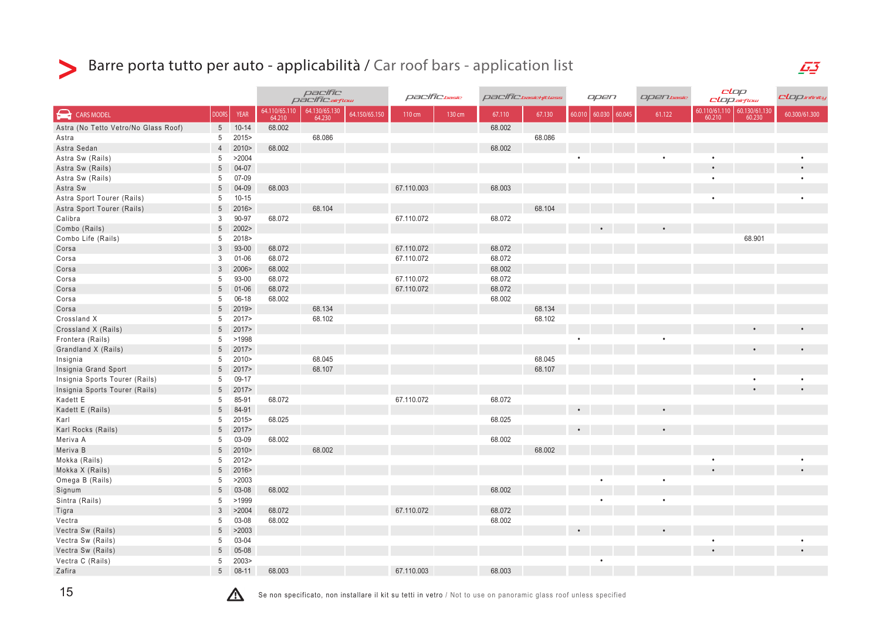# Barre porta tutto per auto - applicabilità / Car roof bars - application list

| | | | pacific / pacific airflow | | | pacific basic | | pacific basic fitless | | open | | | open basic | clop / clop airflow | | clop infinity |
|---|---|---|---|---|---|---|---|---|---|---|---|---|---|---|---|---|
| CARS MODEL | DOORS | YEAR | 64.110/65.110 64.210 | 64.130/65.130 64.230 | 64.150/65.150 | 110 cm | 130 cm | 67.110 | 67.130 | 60.010 | 60.030 | 60.045 | 61.122 | 60.110/61.110 60.210 | 60.130/61.130 60.230 | 60.300/61.300 |
| Astra (No Tetto Vetro/No Glass Roof) | 5 | 10-14 | 68.002 | | | | | 68.002 | | | | | | | | |
| Astra | 5 | 2015> | | 68.086 | | | | | 68.086 | | | | | | | |
| Astra Sedan | 4 | 2010> | 68.002 | | | | | 68.002 | | | | | | | | |
| Astra Sw (Rails) | 5 | >2004 | | | | | | | | • | | | • | • | | • |
| Astra Sw (Rails) | 5 | 04-07 | | | | | | | | | | | | • | | • |
| Astra Sw (Rails) | 5 | 07-09 | | | | | | | | | | | | • | | • |
| Astra Sw | 5 | 04-09 | 68.003 | | | 67.110.003 | | 68.003 | | | | | | | | |
| Astra Sport Tourer (Rails) | 5 | 10-15 | | | | | | | | | | | | • | | • |
| Astra Sport Tourer (Rails) | 5 | 2016> | | 68.104 | | | | | 68.104 | | | | | | | |
| Calibra | 3 | 90-97 | 68.072 | | | 67.110.072 | | 68.072 | | | | | | | | |
| Combo (Rails) | 5 | 2002> | | | | | | | | | • | | • | | | |
| Combo Life (Rails) | 5 | 2018> | | | | | | | | | | | | | 68.901 | |
| Corsa | 3 | 93-00 | 68.072 | | | 67.110.072 | | 68.072 | | | | | | | | |
| Corsa | 3 | 01-06 | 68.072 | | | 67.110.072 | | 68.072 | | | | | | | | |
| Corsa | 3 | 2006> | 68.002 | | | | | 68.002 | | | | | | | | |
| Corsa | 5 | 93-00 | 68.072 | | | 67.110.072 | | 68.072 | | | | | | | | |
| Corsa | 5 | 01-06 | 68.072 | | | 67.110.072 | | 68.072 | | | | | | | | |
| Corsa | 5 | 06-18 | 68.002 | | | | | 68.002 | | | | | | | | |
| Corsa | 5 | 2019> | | 68.134 | | | | | 68.134 | | | | | | | |
| Crossland X | 5 | 2017> | | 68.102 | | | | | 68.102 | | | | | | | |
| Crossland X (Rails) | 5 | 2017> | | | | | | | | | | | | | • | • |
| Frontera (Rails) | 5 | >1998 | | | | | | | | • | | | • | | | |
| Grandland X (Rails) | 5 | 2017> | | | | | | | | | | | | | • | • |
| Insignia | 5 | 2010> | | 68.045 | | | | | 68.045 | | | | | | | |
| Insignia Grand Sport | 5 | 2017> | | 68.107 | | | | | 68.107 | | | | | | | |
| Insignia Sports Tourer (Rails) | 5 | 09-17 | | | | | | | | | | | | | • | • |
| Insignia Sports Tourer (Rails) | 5 | 2017> | | | | | | | | | | | | | • | • |
| Kadett E | 5 | 85-91 | 68.072 | | | 67.110.072 | | 68.072 | | | | | | | | |
| Kadett E (Rails) | 5 | 84-91 | | | | | | | | • | | | • | | | |
| Karl | 5 | 2015> | 68.025 | | | | | 68.025 | | | | | | | | |
| Karl Rocks (Rails) | 5 | 2017> | | | | | | | | • | | | • | | | |
| Meriva A | 5 | 03-09 | 68.002 | | | | | 68.002 | | | | | | | | |
| Meriva B | 5 | 2010> | | 68.002 | | | | | 68.002 | | | | | | | |
| Mokka (Rails) | 5 | 2012> | | | | | | | | | | | | • | | • |
| Mokka X (Rails) | 5 | 2016> | | | | | | | | | | | | • | | • |
| Omega B (Rails) | 5 | >2003 | | | | | | | | | • | | • | | | |
| Signum | 5 | 03-08 | 68.002 | | | | | 68.002 | | | | | | | | |
| Sintra (Rails) | 5 | >1999 | | | | | | | | | • | | • | | | |
| Tigra | 3 | >2004 | 68.072 | | | 67.110.072 | | 68.072 | | | | | | | | |
| Vectra | 5 | 03-08 | 68.002 | | | | | 68.002 | | | | | | | | |
| Vectra Sw (Rails) | 5 | >2003 | | | | | | | | • | | | • | | | |
| Vectra Sw (Rails) | 5 | 03-04 | | | | | | | | | | | | • | | • |
| Vectra Sw (Rails) | 5 | 05-08 | | | | | | | | | | | | • | | • |
| Vectra C (Rails) | 5 | 2003> | | | | | | | | | • | | | | | |
| Zafira | 5 | 08-11 | 68.003 | | | 67.110.003 | | 68.003 | | | | | | | | |

Se non specificato, non installare il kit su tetti in vetro / Not to use on panoramic glass roof unless specified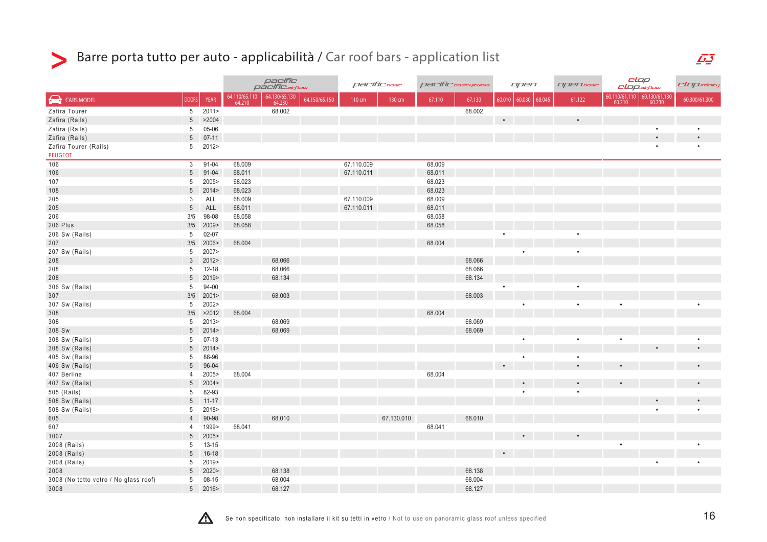# Barre porta tutto per auto - applicabilità / Car roof bars - application list

| | | | pacific / pacific airflow | | | pacific basic | | pacific basic lightless | | open | | | open basic | clop / clop airflow | | clop infinity |
|---|---|---|---|---|---|---|---|---|---|---|---|---|---|---|---|---|
| CARS MODEL | DOORS | YEAR | 64.110/65.110 64.210 | 64.130/65.130 64.230 | 64.150/65.150 | 110 cm | 130 cm | 67.110 | 67.130 | 60.010 | 60.030 | 60.045 | 61.122 | 60.110/61.110 60.210 | 60.130/61.130 60.230 | 60.300/61.300 |
| Zafira Tourer | 5 | 2011> | | 68.002 | | | | | 68.002 | | | | | | | |
| Zafira (Rails) | 5 | >2004 | | | | | | | | • | | | • | | | |
| Zafira (Rails) | 5 | 05-06 | | | | | | | | | | | | | • | • |
| Zafira (Rails) | 5 | 07-11 | | | | | | | | | | | | | • | • |
| Zafira Tourer (Rails) | 5 | 2012> | | | | | | | | | | | | | • | • |
| PEUGEOT | | | | | | | | | | | | | | | | |
| 106 | 3 | 91-04 | 68.009 | | | 67.110.009 | | 68.009 | | | | | | | | |
| 106 | 5 | 91-04 | 68.011 | | | 67.110.011 | | 68.011 | | | | | | | | |
| 107 | 5 | 2005> | 68.023 | | | | | 68.023 | | | | | | | | |
| 108 | 5 | 2014> | 68.023 | | | | | 68.023 | | | | | | | | |
| 205 | 3 | ALL | 68.009 | | | 67.110.009 | | 68.009 | | | | | | | | |
| 205 | 5 | ALL | 68.011 | | | 67.110.011 | | 68.011 | | | | | | | | |
| 206 | 3/5 | 98-08 | 68.058 | | | | | 68.058 | | | | | | | | |
| 206 Plus | 3/5 | 2009> | 68.058 | | | | | 68.058 | | | | | | | | |
| 206 Sw (Rails) | 5 | 02-07 | | | | | | | | • | | | • | | | |
| 207 | 3/5 | 2006> | 68.004 | | | | | 68.004 | | | | | | | | |
| 207 Sw (Rails) | 5 | 2007> | | | | | | | | | • | | • | | | |
| 208 | 3 | 2012> | | 68.066 | | | | | 68.066 | | | | | | | |
| 208 | 5 | 12-18 | | 68.066 | | | | | 68.066 | | | | | | | |
| 208 | 5 | 2019> | | 68.134 | | | | | 68.134 | | | | | | | |
| 306 Sw (Rails) | 5 | 94-00 | | | | | | | | • | | | • | | | |
| 307 | 3/5 | 2001> | | 68.003 | | | | | 68.003 | | | | | | | |
| 307 Sw (Rails) | 5 | 2002> | | | | | | | | | • | | • | • | | • |
| 308 | 3/5 | >2012 | 68.004 | | | | | 68.004 | | | | | | | | |
| 308 | 5 | 2013> | | 68.069 | | | | | 68.069 | | | | | | | |
| 308 Sw | 5 | 2014> | | 68.069 | | | | | 68.069 | | | | | | | |
| 308 Sw (Rails) | 5 | 07-13 | | | | | | | | | • | | • | • | | • |
| 308 Sw (Rails) | 5 | 2014> | | | | | | | | | | | | | • | • |
| 405 Sw (Rails) | 5 | 88-96 | | | | | | | | | • | | • | | | |
| 406 Sw (Rails) | 5 | 96-04 | | | | | | | | • | | | • | • | | • |
| 407 Berlina | 4 | 2005> | 68.004 | | | | | 68.004 | | | | | | | | |
| 407 Sw (Rails) | 5 | 2004> | | | | | | | | | • | | • | • | | • |
| 505 (Rails) | 5 | 82-93 | | | | | | | | | • | | • | | | |
| 508 Sw (Rails) | 5 | 11-17 | | | | | | | | | | | | | • | • |
| 508 Sw (Rails) | 5 | 2018> | | | | | | | | | | | | | • | • |
| 605 | 4 | 90-98 | | 68.010 | | | 67.130.010 | | 68.010 | | | | | | | |
| 607 | 4 | 1999> | 68.041 | | | | | 68.041 | | | | | | | | |
| 1007 | 5 | 2005> | | | | | | | | | • | | • | | | |
| 2008 (Rails) | 5 | 13-15 | | | | | | | | | | | | • | | • |
| 2008 (Rails) | 5 | 16-18 | | | | | | | | • | | | | | | |
| 2008 (Rails) | 5 | 2019> | | | | | | | | | | | | | • | • |
| 2008 | 5 | 2020> | | 68.138 | | | | | 68.138 | | | | | | | |
| 3008 (No tetto vetro / No glass roof) | 5 | 08-15 | | 68.004 | | | | | 68.004 | | | | | | | |
| 3008 | 5 | 2016> | | 68.127 | | | | | 68.127 | | | | | | | |

Se non specificato, non installare il kit su tetti in vetro / Not to use on panoramic glass roof unless specified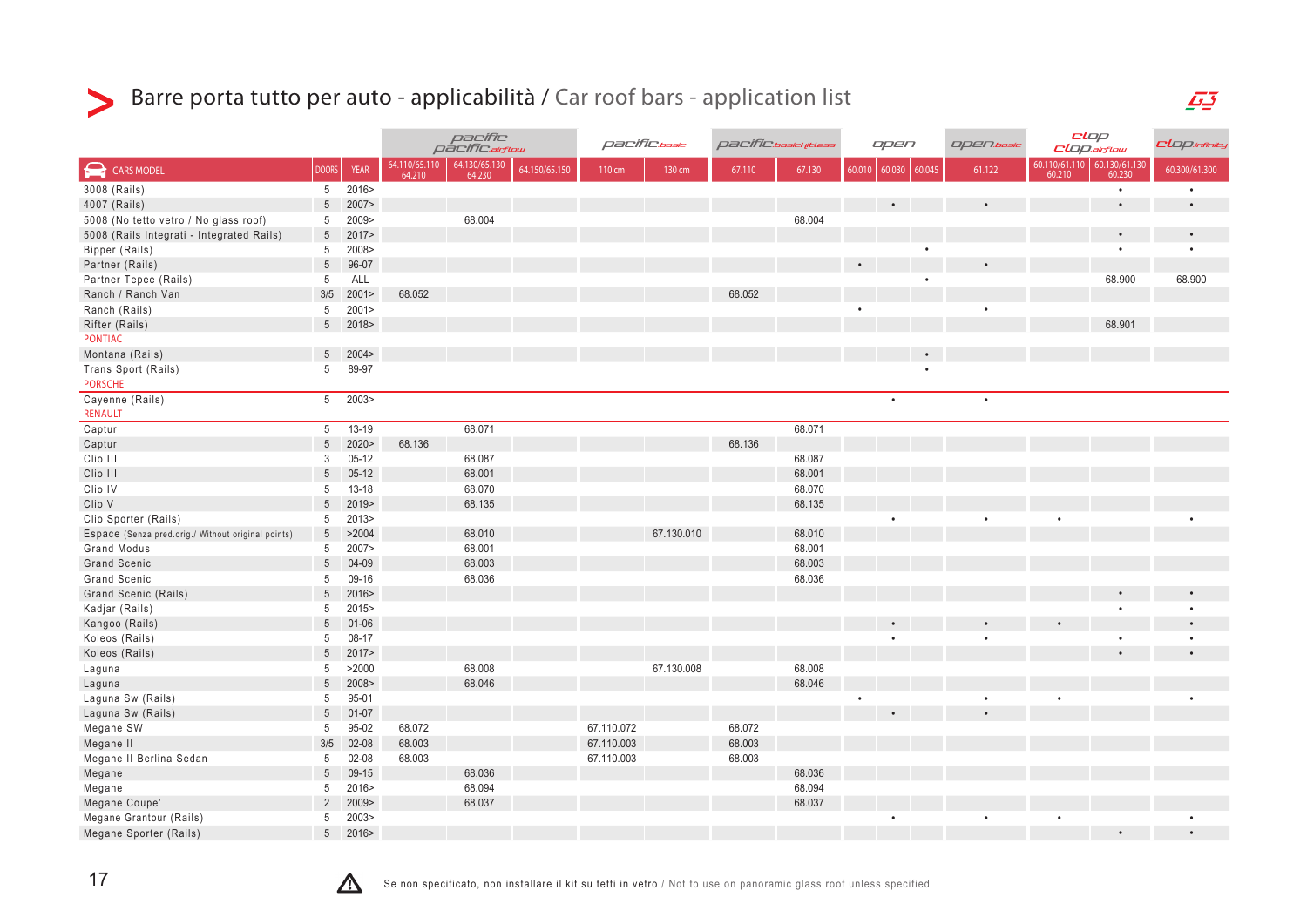# Barre porta tutto per auto - applicabilità / Car roof bars - application list

| CARS MODEL | DOORS | YEAR | pacific / pacific airflow | | | pacific basic | | pacific basic fittless | | open | | | open basic | clop / clop airflow | | clop infinity |
|---|---|---|---|---|---|---|---|---|---|---|---|---|---|---|---|---|
| | | | 64.110/65.110 64.210 | 64.130/65.130 64.230 | 64.150/65.150 | 110 cm | 130 cm | 67.110 | 67.130 | 60.010 | 60.030 | 60.045 | 61.122 | 60.110/61.110 60.210 | 60.130/61.130 60.230 | 60.300/61.300 |
| 3008 (Rails) | 5 | 2016> | | | | | | | | | | | | | • | • |
| 4007 (Rails) | 5 | 2007> | | | | | | | | | • | | • | | • | • |
| 5008 (No tetto vetro / No glass roof) | 5 | 2009> | | 68.004 | | | | | 68.004 | | | | | | | |
| 5008 (Rails Integrati - Integrated Rails) | 5 | 2017> | | | | | | | | | | | | | • | • |
| Bipper (Rails) | 5 | 2008> | | | | | | | | | | • | | | • | • |
| Partner (Rails) | 5 | 96-07 | | | | | | | | • | | | • | | | |
| Partner Tepee (Rails) | 5 | ALL | | | | | | | | | | • | | | 68.900 | 68.900 |
| Ranch / Ranch Van | 3/5 | 2001> | 68.052 | | | | | 68.052 | | | | | | | | |
| Ranch (Rails) | 5 | 2001> | | | | | | | | • | | | • | | | |
| Rifter (Rails) | 5 | 2018> | | | | | | | | | | | | | 68.901 | |
| **PONTIAC** | | | | | | | | | | | | | | | | |
| Montana (Rails) | 5 | 2004> | | | | | | | | | | • | | | | |
| Trans Sport (Rails) | 5 | 89-97 | | | | | | | | | | • | | | | |
| **PORSCHE** | | | | | | | | | | | | | | | | |
| Cayenne (Rails) | 5 | 2003> | | | | | | | | | • | | • | | | |
| **RENAULT** | | | | | | | | | | | | | | | | |
| Captur | 5 | 13-19 | | 68.071 | | | | | 68.071 | | | | | | | |
| Captur | 5 | 2020> | 68.136 | | | | | 68.136 | | | | | | | | |
| Clio III | 3 | 05-12 | | 68.087 | | | | | 68.087 | | | | | | | |
| Clio III | 5 | 05-12 | | 68.001 | | | | | 68.001 | | | | | | | |
| Clio IV | 5 | 13-18 | | 68.070 | | | | | 68.070 | | | | | | | |
| Clio V | 5 | 2019> | | 68.135 | | | | | 68.135 | | | | | | | |
| Clio Sporter (Rails) | 5 | 2013> | | | | | | | | | • | | • | • | | • |
| Espace (Senza pred.orig./ Without original points) | 5 | >2004 | | 68.010 | | | 67.130.010 | | 68.010 | | | | | | | |
| Grand Modus | 5 | 2007> | | 68.001 | | | | | 68.001 | | | | | | | |
| Grand Scenic | 5 | 04-09 | | 68.003 | | | | | 68.003 | | | | | | | |
| Grand Scenic | 5 | 09-16 | | 68.036 | | | | | 68.036 | | | | | | | |
| Grand Scenic (Rails) | 5 | 2016> | | | | | | | | | | | | | • | • |
| Kadjar (Rails) | 5 | 2015> | | | | | | | | | | | | | • | • |
| Kangoo (Rails) | 5 | 01-06 | | | | | | | | | • | | • | • | | • |
| Koleos (Rails) | 5 | 08-17 | | | | | | | | | • | | • | | • | • |
| Koleos (Rails) | 5 | 2017> | | | | | | | | | | | | | • | • |
| Laguna | 5 | >2000 | | 68.008 | | | 67.130.008 | | 68.008 | | | | | | | |
| Laguna | 5 | 2008> | | 68.046 | | | | | 68.046 | | | | | | | |
| Laguna Sw (Rails) | 5 | 95-01 | | | | | | | | • | | | • | • | | • |
| Laguna Sw (Rails) | 5 | 01-07 | | | | | | | | | • | | • | | | |
| Megane SW | 5 | 95-02 | 68.072 | | | 67.110.072 | | 68.072 | | | | | | | | |
| Megane II | 3/5 | 02-08 | 68.003 | | | 67.110.003 | | 68.003 | | | | | | | | |
| Megane II Berlina Sedan | 5 | 02-08 | 68.003 | | | 67.110.003 | | 68.003 | | | | | | | | |
| Megane | 5 | 09-15 | | 68.036 | | | | | 68.036 | | | | | | | |
| Megane | 5 | 2016> | | 68.094 | | | | | 68.094 | | | | | | | |
| Megane Coupe' | 2 | 2009> | | 68.037 | | | | | 68.037 | | | | | | | |
| Megane Grantour (Rails) | 5 | 2003> | | | | | | | | | • | | • | • | | • |
| Megane Sporter (Rails) | 5 | 2016> | | | | | | | | | | | | | • | • |

⚠ Se non specificato, non installare il kit su tetti in vetro / Not to use on panoramic glass roof unless specified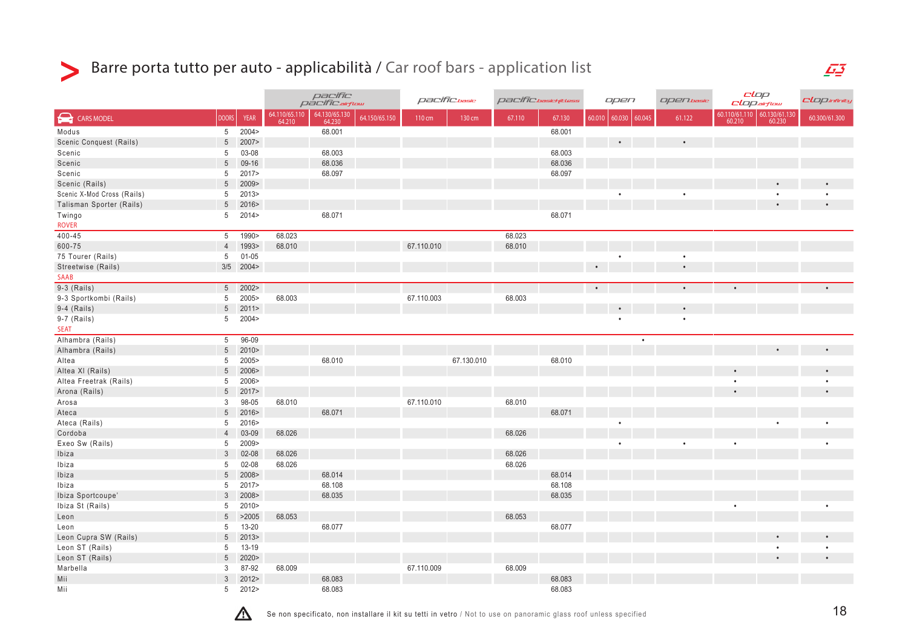# Barre porta tutto per auto - applicabilità / Car roof bars - application list

| | | | pacific / pacific airflow | | | pacific basic | | pacific basicfitless | | open | | | open basic | clop / clop airflow | | clop infinity |
|---|---|---|---|---|---|---|---|---|---|---|---|---|---|---|---|---|
| CARS MODEL | DOORS | YEAR | 64.110/65.110 64.210 | 64.130/65.130 64.230 | 64.150/65.150 | 110 cm | 130 cm | 67.110 | 67.130 | 60.010 | 60.030 | 60.045 | 61.122 | 60.110/61.110 60.210 | 60.130/61.130 60.230 | 60.300/61.300 |
| Modus | 5 | 2004> | | 68.001 | | | | | 68.001 | | | | | | | |
| Scenic Conquest (Rails) | 5 | 2007> | | | | | | | | | • | | • | | | |
| Scenic | 5 | 03-08 | | 68.003 | | | | | 68.003 | | | | | | | |
| Scenic | 5 | 09-16 | | 68.036 | | | | | 68.036 | | | | | | | |
| Scenic | 5 | 2017> | | 68.097 | | | | | 68.097 | | | | | | | |
| Scenic (Rails) | 5 | 2009> | | | | | | | | | | | | | • | • |
| Scenic X-Mod Cross (Rails) | 5 | 2013> | | | | | | | | | • | | • | | • | • |
| Talisman Sporter (Rails) | 5 | 2016> | | | | | | | | | | | | | • | • |
| Twingo | 5 | 2014> | | 68.071 | | | | | 68.071 | | | | | | | |
| ROVER | | | | | | | | | | | | | | | | |
| 400-45 | 5 | 1990> | 68.023 | | | | | 68.023 | | | | | | | | |
| 600-75 | 4 | 1993> | 68.010 | | | 67.110.010 | | 68.010 | | | | | | | | |
| 75 Tourer (Rails) | 5 | 01-05 | | | | | | | | | • | | • | | | |
| Streetwise (Rails) | 3/5 | 2004> | | | | | | | | • | | | • | | | |
| SAAB | | | | | | | | | | | | | | | | |
| 9-3 (Rails) | 5 | 2002> | | | | | | | | • | | | • | • | | • |
| 9-3 Sportkombi (Rails) | 5 | 2005> | 68.003 | | | 67.110.003 | | 68.003 | | | | | | | | |
| 9-4 (Rails) | 5 | 2011> | | | | | | | | | • | | • | | | |
| 9-7 (Rails) | 5 | 2004> | | | | | | | | | • | | • | | | |
| SEAT | | | | | | | | | | | | | | | | |
| Alhambra (Rails) | 5 | 96-09 | | | | | | | | | | • | | | | |
| Alhambra (Rails) | 5 | 2010> | | | | | | | | | | | | | • | • |
| Altea | 5 | 2005> | | 68.010 | | | 67.130.010 | | 68.010 | | | | | | | |
| Altea Xl (Rails) | 5 | 2006> | | | | | | | | | | | | • | | • |
| Altea Freetrak (Rails) | 5 | 2006> | | | | | | | | | | | | • | | • |
| Arona (Rails) | 5 | 2017> | | | | | | | | | | | | • | | • |
| Arosa | 3 | 98-05 | 68.010 | | | 67.110.010 | | 68.010 | | | | | | | | |
| Ateca | 5 | 2016> | | 68.071 | | | | | 68.071 | | | | | | | |
| Ateca (Rails) | 5 | 2016> | | | | | | | | | • | | | | • | • |
| Cordoba | 4 | 03-09 | 68.026 | | | | | 68.026 | | | | | | | | |
| Exeo Sw (Rails) | 5 | 2009> | | | | | | | | | • | | • | • | | • |
| Ibiza | 3 | 02-08 | 68.026 | | | | | 68.026 | | | | | | | | |
| Ibiza | 5 | 02-08 | 68.026 | | | | | 68.026 | | | | | | | | |
| Ibiza | 5 | 2008> | | 68.014 | | | | | 68.014 | | | | | | | |
| Ibiza | 5 | 2017> | | 68.108 | | | | | 68.108 | | | | | | | |
| Ibiza Sportcoupe' | 3 | 2008> | | 68.035 | | | | | 68.035 | | | | | | | |
| Ibiza St (Rails) | 5 | 2010> | | | | | | | | | | | | • | | • |
| Leon | 5 | >2005 | 68.053 | | | | | 68.053 | | | | | | | | |
| Leon | 5 | 13-20 | | 68.077 | | | | | 68.077 | | | | | | | |
| Leon Cupra SW (Rails) | 5 | 2013> | | | | | | | | | | | | | • | • |
| Leon ST (Rails) | 5 | 13-19 | | | | | | | | | | | | | • | • |
| Leon ST (Rails) | 5 | 2020> | | | | | | | | | | | | | • | • |
| Marbella | 3 | 87-92 | 68.009 | | | 67.110.009 | | 68.009 | | | | | | | | |
| Mii | 3 | 2012> | | 68.083 | | | | | 68.083 | | | | | | | |
| Mii | 5 | 2012> | | 68.083 | | | | | 68.083 | | | | | | | |

⚠ Se non specificato, non installare il kit su tetti in vetro / Not to use on panoramic glass roof unless specified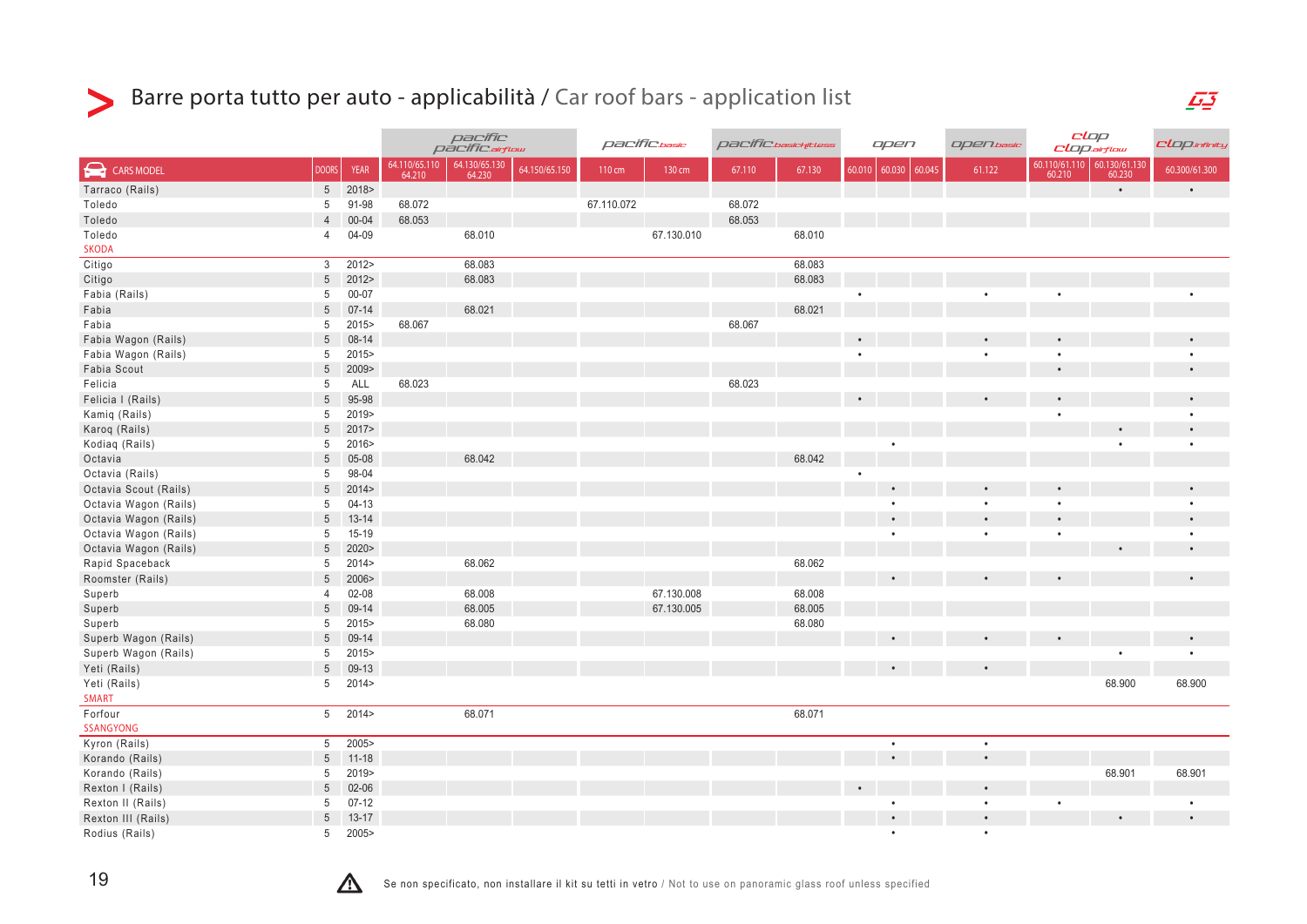## Barre porta tutto per auto - applicabilità / Car roof bars - application list

| | | | pacific / pacific airflow | | | pacific basic | | pacific basic kitless | | open | | | open basic | clop / clop airflow | | clop infinity |
|---|---|---|---|---|---|---|---|---|---|---|---|---|---|---|---|---|
| CARS MODEL | DOORS | YEAR | 64.110/65.110 64.210 | 64.130/65.130 64.230 | 64.150/65.150 | 110 cm | 130 cm | 67.110 | 67.130 | 60.010 | 60.030 | 60.045 | 61.122 | 60.110/61.110 60.210 | 60.130/61.130 60.230 | 60.300/61.300 |
| Tarraco (Rails) | 5 | 2018> | | | | | | | | | | | | | • | • |
| Toledo | 5 | 91-98 | 68.072 | | | 67.110.072 | | 68.072 | | | | | | | | |
| Toledo | 4 | 00-04 | 68.053 | | | | | 68.053 | | | | | | | | |
| Toledo | 4 | 04-09 | | 68.010 | | | 67.130.010 | | 68.010 | | | | | | | |
| SKODA | | | | | | | | | | | | | | | | |
| Citigo | 3 | 2012> | | 68.083 | | | | | 68.083 | | | | | | | |
| Citigo | 5 | 2012> | | 68.083 | | | | | 68.083 | | | | | | | |
| Fabia (Rails) | 5 | 00-07 | | | | | | | | • | | | • | • | | • |
| Fabia | 5 | 07-14 | | 68.021 | | | | | 68.021 | | | | | | | |
| Fabia | 5 | 2015> | 68.067 | | | | | 68.067 | | | | | | | | |
| Fabia Wagon (Rails) | 5 | 08-14 | | | | | | | | • | | | • | • | | • |
| Fabia Wagon (Rails) | 5 | 2015> | | | | | | | | • | | | • | • | | • |
| Fabia Scout | 5 | 2009> | | | | | | | | | | | | • | | • |
| Felicia | 5 | ALL | 68.023 | | | | | 68.023 | | | | | | | | |
| Felicia I (Rails) | 5 | 95-98 | | | | | | | | • | | | • | • | | • |
| Kamiq (Rails) | 5 | 2019> | | | | | | | | | | | | • | | • |
| Karoq (Rails) | 5 | 2017> | | | | | | | | | | | | | • | • |
| Kodiaq (Rails) | 5 | 2016> | | | | | | | | | • | | | | • | • |
| Octavia | 5 | 05-08 | | 68.042 | | | | | 68.042 | | | | | | | |
| Octavia (Rails) | 5 | 98-04 | | | | | | | | • | | | | | | |
| Octavia Scout (Rails) | 5 | 2014> | | | | | | | | | • | | • | • | | • |
| Octavia Wagon (Rails) | 5 | 04-13 | | | | | | | | | • | | • | • | | • |
| Octavia Wagon (Rails) | 5 | 13-14 | | | | | | | | | • | | • | • | | • |
| Octavia Wagon (Rails) | 5 | 15-19 | | | | | | | | | • | | • | • | | • |
| Octavia Wagon (Rails) | 5 | 2020> | | | | | | | | | | | | | • | • |
| Rapid Spaceback | 5 | 2014> | | 68.062 | | | | | 68.062 | | | | | | | |
| Roomster (Rails) | 5 | 2006> | | | | | | | | | • | | • | • | | • |
| Superb | 4 | 02-08 | | 68.008 | | | 67.130.008 | | 68.008 | | | | | | | |
| Superb | 5 | 09-14 | | 68.005 | | | 67.130.005 | | 68.005 | | | | | | | |
| Superb | 5 | 2015> | | 68.080 | | | | | 68.080 | | | | | | | |
| Superb Wagon (Rails) | 5 | 09-14 | | | | | | | | | • | | • | • | | • |
| Superb Wagon (Rails) | 5 | 2015> | | | | | | | | | | | | | • | • |
| Yeti (Rails) | 5 | 09-13 | | | | | | | | | • | | • | | | |
| Yeti (Rails) | 5 | 2014> | | | | | | | | | | | | | 68.900 | 68.900 |
| SMART | | | | | | | | | | | | | | | | |
| Forfour | 5 | 2014> | | 68.071 | | | | | 68.071 | | | | | | | |
| SSANGYONG | | | | | | | | | | | | | | | | |
| Kyron (Rails) | 5 | 2005> | | | | | | | | | • | | • | | | |
| Korando (Rails) | 5 | 11-18 | | | | | | | | | • | | • | | | |
| Korando (Rails) | 5 | 2019> | | | | | | | | | | | | | 68.901 | 68.901 |
| Rexton I (Rails) | 5 | 02-06 | | | | | | | | • | | | • | | | |
| Rexton II (Rails) | 5 | 07-12 | | | | | | | | | • | | • | • | | • |
| Rexton III (Rails) | 5 | 13-17 | | | | | | | | | • | | • | | • | • |
| Rodius (Rails) | 5 | 2005> | | | | | | | | | • | | • | | | |

Se non specificato, non installare il kit su tetti in vetro / Not to use on panoramic glass roof unless specified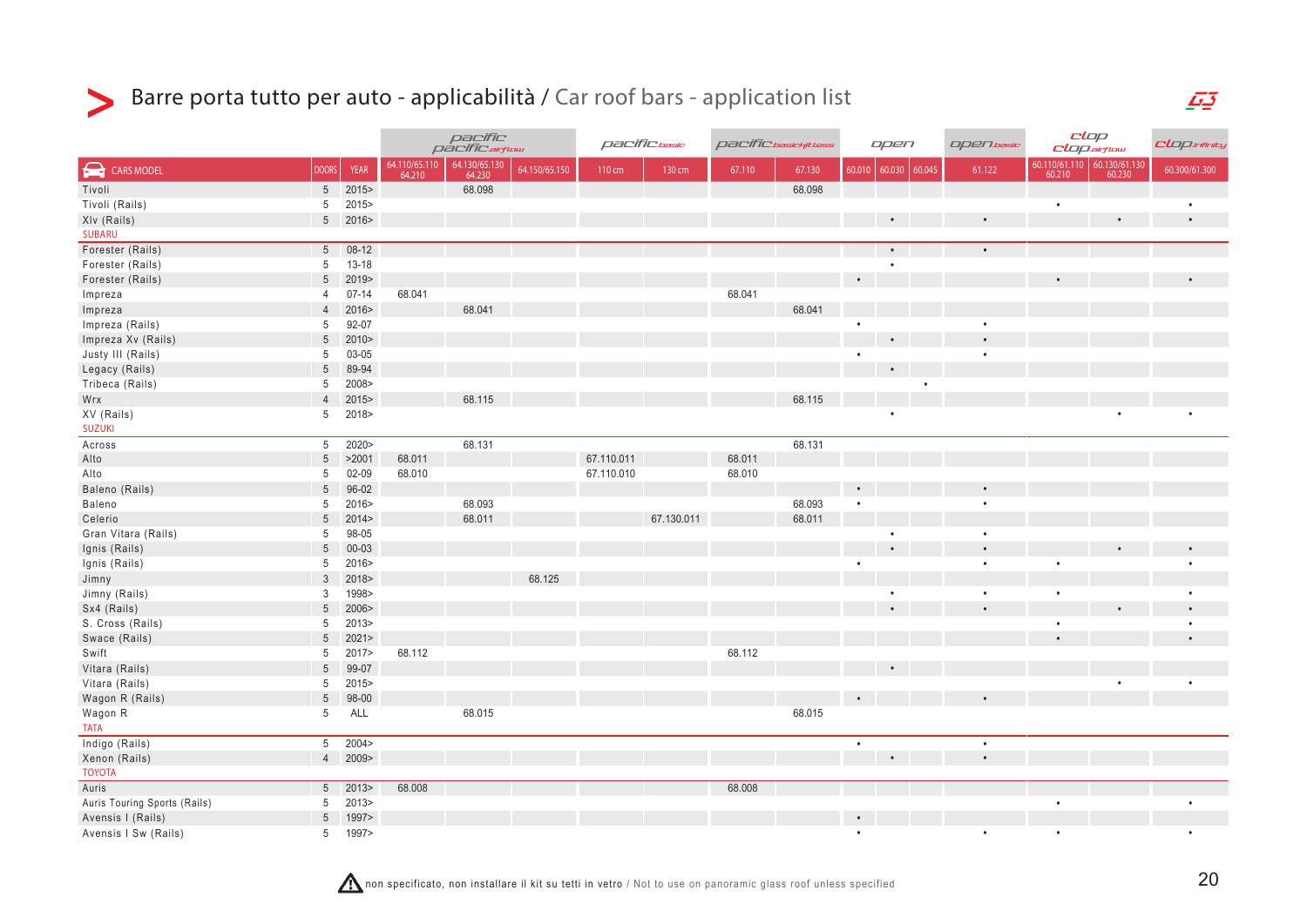# Barre porta tutto per auto - applicabilità / Car roof bars - application list

| | | | pacific / pacific airflow | | | pacific basic | | pacific basic fittless | | open | | | open basic | clop / clop airflow | | clop infinity |
|---|---|---|---|---|---|---|---|---|---|---|---|---|---|---|---|---|
| CARS MODEL | DOORS | YEAR | 64.110/65.110 64.210 | 64.130/65.130 64.230 | 64.150/65.150 | 110 cm | 130 cm | 67.110 | 67.130 | 60.010 | 60.030 | 60.045 | 61.122 | 60.110/61.110 60.210 | 60.130/61.130 60.230 | 60.300/61.300 |
| Tivoli | 5 | 2015> | | 68.098 | | | | | 68.098 | | | | | | | |
| Tivoli (Rails) | 5 | 2015> | | | | | | | | | | | | • | | • |
| Xlv (Rails) | 5 | 2016> | | | | | | | | | • | | • | | • | • |
| SUBARU | | | | | | | | | | | | | | | | |
| Forester (Rails) | 5 | 08-12 | | | | | | | | | • | | • | | | |
| Forester (Rails) | 5 | 13-18 | | | | | | | | | • | | | | | |
| Forester (Rails) | 5 | 2019> | | | | | | | | • | | | | • | | • |
| Impreza | 4 | 07-14 | 68.041 | | | | | 68.041 | | | | | | | | |
| Impreza | 4 | 2016> | | 68.041 | | | | | 68.041 | | | | | | | |
| Impreza (Rails) | 5 | 92-07 | | | | | | | | • | | | • | | | |
| Impreza Xv (Rails) | 5 | 2010> | | | | | | | | | • | | • | | | |
| Justy III (Rails) | 5 | 03-05 | | | | | | | | • | | | • | | | |
| Legacy (Rails) | 5 | 89-94 | | | | | | | | | • | | | | | |
| Tribeca (Rails) | 5 | 2008> | | | | | | | | | | • | | | | |
| Wrx | 4 | 2015> | | 68.115 | | | | | 68.115 | | | | | | | |
| XV (Rails) | 5 | 2018> | | | | | | | | | • | | | | • | • |
| SUZUKI | | | | | | | | | | | | | | | | |
| Across | 5 | 2020> | | 68.131 | | | | | 68.131 | | | | | | | |
| Alto | 5 | >2001 | 68.011 | | | 67.110.011 | | 68.011 | | | | | | | | |
| Alto | 5 | 02-09 | 68.010 | | | 67.110.010 | | 68.010 | | | | | | | | |
| Baleno (Rails) | 5 | 96-02 | | | | | | | | • | | | • | | | |
| Baleno | 5 | 2016> | | 68.093 | | | | | 68.093 | • | | | • | | | |
| Celerio | 5 | 2014> | | 68.011 | | | 67.130.011 | | 68.011 | | | | | | | |
| Gran Vitara (Rails) | 5 | 98-05 | | | | | | | | | • | | • | | | |
| Ignis (Rails) | 5 | 00-03 | | | | | | | | | • | | • | | • | • |
| Ignis (Rails) | 5 | 2016> | | | | | | | | • | | | • | • | | • |
| Jimny | 3 | 2018> | | | 68.125 | | | | | | | | | | | |
| Jimny (Rails) | 3 | 1998> | | | | | | | | | • | | • | • | | • |
| Sx4 (Rails) | 5 | 2006> | | | | | | | | | • | | • | | • | • |
| S. Cross (Rails) | 5 | 2013> | | | | | | | | | | | | • | | • |
| Swace (Rails) | 5 | 2021> | | | | | | | | | | | | • | | • |
| Swift | 5 | 2017> | 68.112 | | | | | 68.112 | | | | | | | | |
| Vitara (Rails) | 5 | 99-07 | | | | | | | | | • | | | | | |
| Vitara (Rails) | 5 | 2015> | | | | | | | | | | | | | • | • |
| Wagon R (Rails) | 5 | 98-00 | | | | | | | | • | | | • | | | |
| Wagon R | 5 | ALL | | 68.015 | | | | | 68.015 | | | | | | | |
| TATA | | | | | | | | | | | | | | | | |
| Indigo (Rails) | 5 | 2004> | | | | | | | | • | | | • | | | |
| Xenon (Rails) | 4 | 2009> | | | | | | | | | • | | • | | | |
| TOYOTA | | | | | | | | | | | | | | | | |
| Auris | 5 | 2013> | 68.008 | | | | | 68.008 | | | | | | | | |
| Auris Touring Sports (Rails) | 5 | 2013> | | | | | | | | | | | | • | | • |
| Avensis I (Rails) | 5 | 1997> | | | | | | | | • | | | | | | |
| Avensis I Sw (Rails) | 5 | 1997> | | | | | | | | • | | | • | • | | • |

non specificato, non installare il kit su tetti in vetro / Not to use on panoramic glass roof unless specified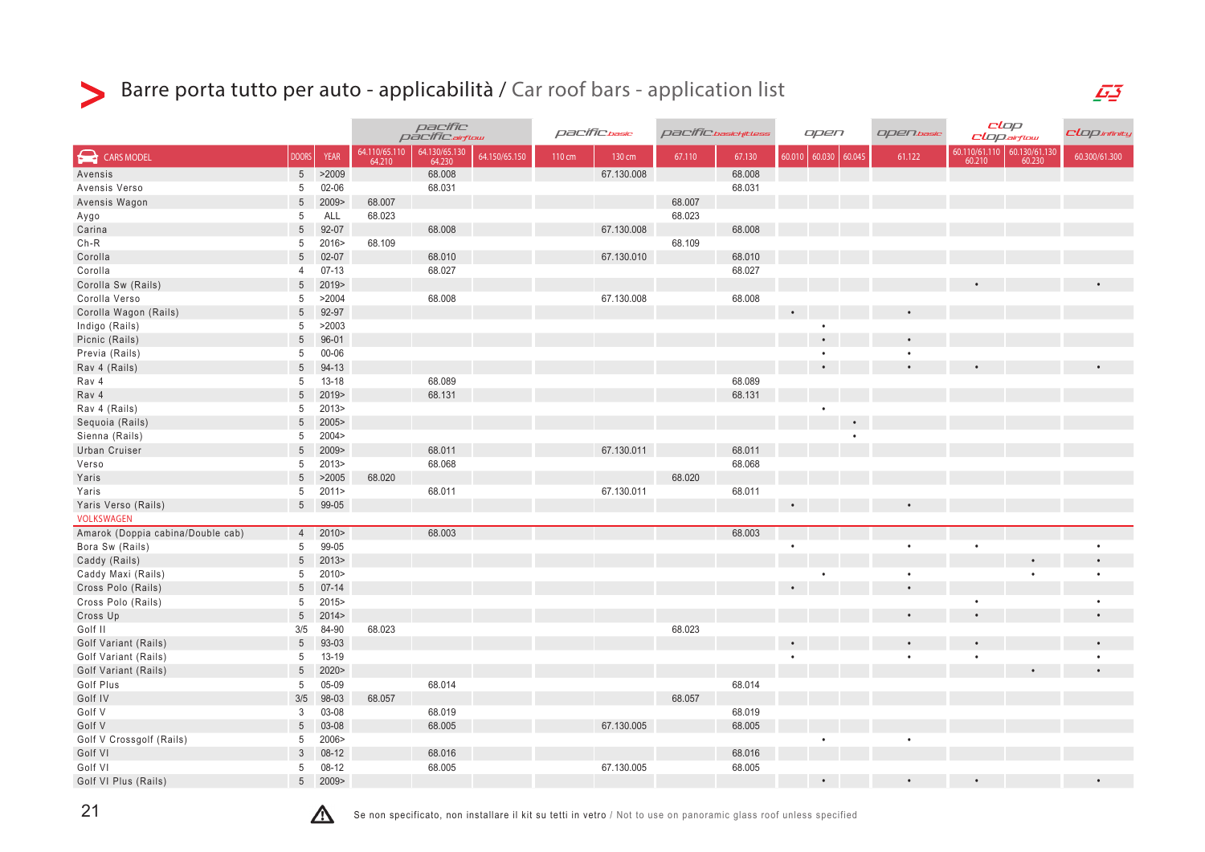# Barre porta tutto per auto - applicabilità / Car roof bars - application list

| | | | pacific / pacific airflow | | | pacific basic | | pacific basic kitless | | open | | | open basic | clop / clop airflow | | clop infinity |
|---|---|---|---|---|---|---|---|---|---|---|---|---|---|---|---|---|
| CARS MODEL | DOORS | YEAR | 64.110/65.110 64.210 | 64.130/65.130 64.230 | 64.150/65.150 | 110 cm | 130 cm | 67.110 | 67.130 | 60.010 | 60.030 | 60.045 | 61.122 | 60.110/61.110 60.210 | 60.130/61.130 60.230 | 60.300/61.300 |
| Avensis | 5 | >2009 | | 68.008 | | | 67.130.008 | | 68.008 | | | | | | | |
| Avensis Verso | 5 | 02-06 | | 68.031 | | | | | 68.031 | | | | | | | |
| Avensis Wagon | 5 | 2009> | 68.007 | | | | | 68.007 | | | | | | | | |
| Aygo | 5 | ALL | 68.023 | | | | | 68.023 | | | | | | | | |
| Carina | 5 | 92-07 | | 68.008 | | | 67.130.008 | | 68.008 | | | | | | | |
| Ch-R | 5 | 2016> | 68.109 | | | | | 68.109 | | | | | | | | |
| Corolla | 5 | 02-07 | | 68.010 | | | 67.130.010 | | 68.010 | | | | | | | |
| Corolla | 4 | 07-13 | | 68.027 | | | | | 68.027 | | | | | | | |
| Corolla Sw (Rails) | 5 | 2019> | | | | | | | | | | | | • | | • |
| Corolla Verso | 5 | >2004 | | 68.008 | | | 67.130.008 | | 68.008 | | | | | | | |
| Corolla Wagon (Rails) | 5 | 92-97 | | | | | | | | • | | | • | | | |
| Indigo (Rails) | 5 | >2003 | | | | | | | | | • | | | | | |
| Picnic (Rails) | 5 | 96-01 | | | | | | | | | • | | • | | | |
| Previa (Rails) | 5 | 00-06 | | | | | | | | | • | | • | | | |
| Rav 4 (Rails) | 5 | 94-13 | | | | | | | | | • | | • | • | | • |
| Rav 4 | 5 | 13-18 | | 68.089 | | | | | 68.089 | | | | | | | |
| Rav 4 | 5 | 2019> | | 68.131 | | | | | 68.131 | | | | | | | |
| Rav 4 (Rails) | 5 | 2013> | | | | | | | | | • | | | | | |
| Sequoia (Rails) | 5 | 2005> | | | | | | | | | | • | | | | |
| Sienna (Rails) | 5 | 2004> | | | | | | | | | | • | | | | |
| Urban Cruiser | 5 | 2009> | | 68.011 | | | 67.130.011 | | 68.011 | | | | | | | |
| Verso | 5 | 2013> | | 68.068 | | | | | 68.068 | | | | | | | |
| Yaris | 5 | >2005 | 68.020 | | | | | 68.020 | | | | | | | | |
| Yaris | 5 | 2011> | | 68.011 | | | 67.130.011 | | 68.011 | | | | | | | |
| Yaris Verso (Rails) | 5 | 99-05 | | | | | | | | • | | | • | | | |
| VOLKSWAGEN | | | | | | | | | | | | | | | | |
| Amarok (Doppia cabina/Double cab) | 4 | 2010> | | 68.003 | | | | | 68.003 | | | | | | | |
| Bora Sw (Rails) | 5 | 99-05 | | | | | | | | • | | | • | • | | • |
| Caddy (Rails) | 5 | 2013> | | | | | | | | | | | | | • | • |
| Caddy Maxi (Rails) | 5 | 2010> | | | | | | | | | • | | • | | • | • |
| Cross Polo (Rails) | 5 | 07-14 | | | | | | | | • | | | • | | | |
| Cross Polo (Rails) | 5 | 2015> | | | | | | | | | | | | • | | • |
| Cross Up | 5 | 2014> | | | | | | | | | | | • | • | | • |
| Golf II | 3/5 | 84-90 | 68.023 | | | | | 68.023 | | | | | | | | |
| Golf Variant (Rails) | 5 | 93-03 | | | | | | | | • | | | • | • | | • |
| Golf Variant (Rails) | 5 | 13-19 | | | | | | | | • | | | • | • | | • |
| Golf Variant (Rails) | 5 | 2020> | | | | | | | | | | | | | • | • |
| Golf Plus | 5 | 05-09 | | 68.014 | | | | | 68.014 | | | | | | | |
| Golf IV | 3/5 | 98-03 | 68.057 | | | | | 68.057 | | | | | | | | |
| Golf V | 3 | 03-08 | | 68.019 | | | | | 68.019 | | | | | | | |
| Golf V | 5 | 03-08 | | 68.005 | | | 67.130.005 | | 68.005 | | | | | | | |
| Golf V Crossgolf (Rails) | 5 | 2006> | | | | | | | | | • | | • | | | |
| Golf VI | 3 | 08-12 | | 68.016 | | | | | 68.016 | | | | | | | |
| Golf VI | 5 | 08-12 | | 68.005 | | | 67.130.005 | | 68.005 | | | | | | | |
| Golf VI Plus (Rails) | 5 | 2009> | | | | | | | | | • | | • | • | | • |

Se non specificato, non installare il kit su tetti in vetro / Not to use on panoramic glass roof unless specified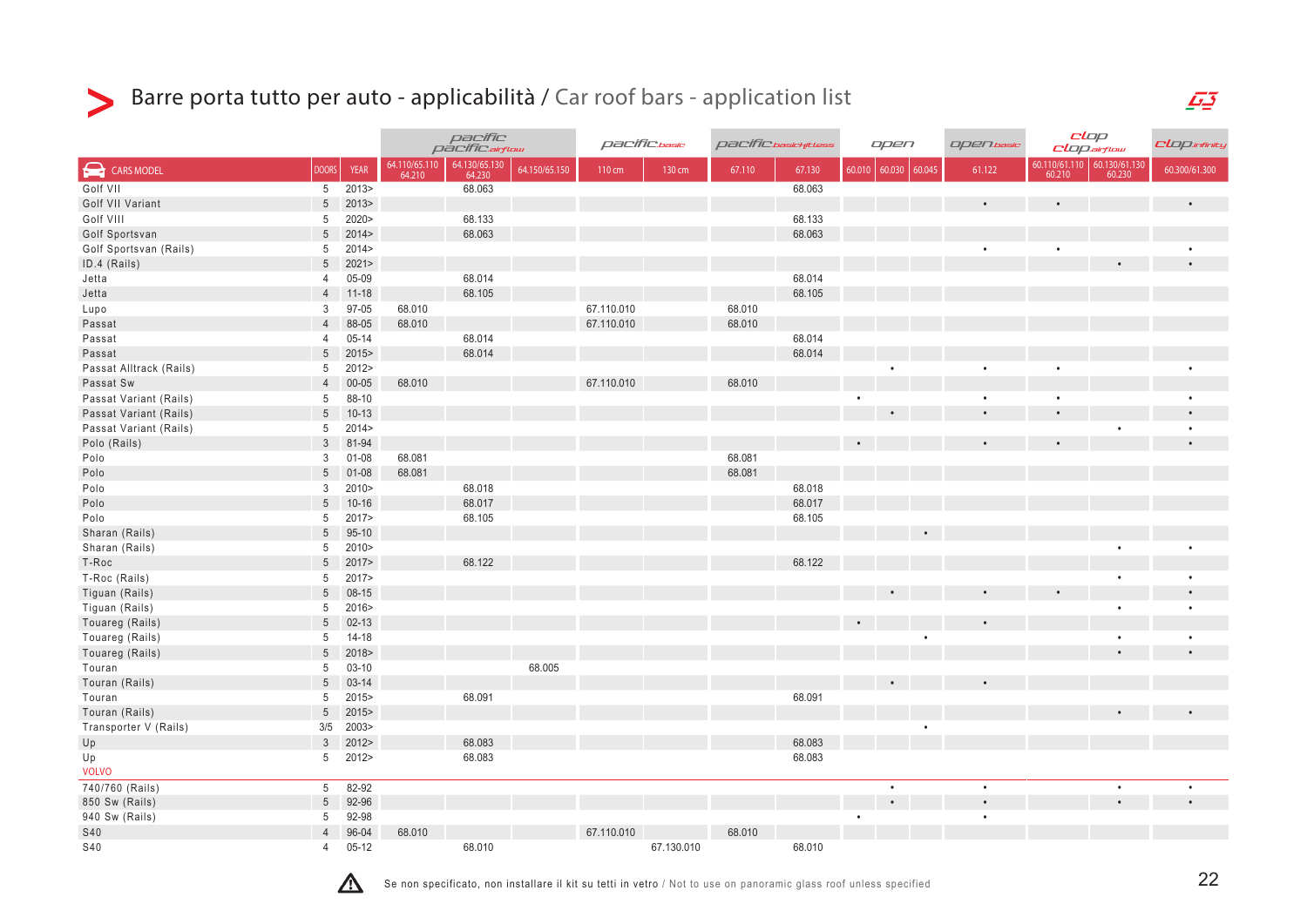| | | | pacific / pacific airflow | | | pacific basic | | pacific basic fitless | | open | | | open basic | clop / clop airflow | | clop infinity |
|---|---|---|---|---|---|---|---|---|---|---|---|---|---|---|---|---|
| CARS MODEL | DOORS | YEAR | 64.110/65.110 64.210 | 64.130/65.130 64.230 | 64.150/65.150 | 110 cm | 130 cm | 67.110 | 67.130 | 60.010 | 60.030 | 60.045 | 61.122 | 60.110/61.110 60.210 | 60.130/61.130 60.230 | 60.300/61.300 |
| Golf VII | 5 | 2013> | | 68.063 | | | | | 68.063 | | | | | | | |
| Golf VII Variant | 5 | 2013> | | | | | | | | | | | • | • | | • |
| Golf VIII | 5 | 2020> | | 68.133 | | | | | 68.133 | | | | | | | |
| Golf Sportsvan | 5 | 2014> | | 68.063 | | | | | 68.063 | | | | | | | |
| Golf Sportsvan (Rails) | 5 | 2014> | | | | | | | | | | | • | • | | • |
| ID.4 (Rails) | 5 | 2021> | | | | | | | | | | | | | • | • |
| Jetta | 4 | 05-09 | | 68.014 | | | | | 68.014 | | | | | | | |
| Jetta | 4 | 11-18 | | 68.105 | | | | | 68.105 | | | | | | | |
| Lupo | 3 | 97-05 | 68.010 | | | 67.110.010 | | 68.010 | | | | | | | | |
| Passat | 4 | 88-05 | 68.010 | | | 67.110.010 | | 68.010 | | | | | | | | |
| Passat | 4 | 05-14 | | 68.014 | | | | | 68.014 | | | | | | | |
| Passat | 5 | 2015> | | 68.014 | | | | | 68.014 | | | | | | | |
| Passat Alltrack (Rails) | 5 | 2012> | | | | | | | | | • | | • | • | | • |
| Passat Sw | 4 | 00-05 | 68.010 | | | 67.110.010 | | 68.010 | | | | | | | | |
| Passat Variant (Rails) | 5 | 88-10 | | | | | | | | • | | | • | • | | • |
| Passat Variant (Rails) | 5 | 10-13 | | | | | | | | | • | | • | • | | • |
| Passat Variant (Rails) | 5 | 2014> | | | | | | | | | | | | | • | • |
| Polo (Rails) | 3 | 81-94 | | | | | | | | • | | | • | • | | • |
| Polo | 3 | 01-08 | 68.081 | | | | | 68.081 | | | | | | | | |
| Polo | 5 | 01-08 | 68.081 | | | | | 68.081 | | | | | | | | |
| Polo | 3 | 2010> | | 68.018 | | | | | 68.018 | | | | | | | |
| Polo | 5 | 10-16 | | 68.017 | | | | | 68.017 | | | | | | | |
| Polo | 5 | 2017> | | 68.105 | | | | | 68.105 | | | | | | | |
| Sharan (Rails) | 5 | 95-10 | | | | | | | | | | • | | | | |
| Sharan (Rails) | 5 | 2010> | | | | | | | | | | | | | • | • |
| T-Roc | 5 | 2017> | | 68.122 | | | | | 68.122 | | | | | | | |
| T-Roc (Rails) | 5 | 2017> | | | | | | | | | | | | | • | • |
| Tiguan (Rails) | 5 | 08-15 | | | | | | | | | • | | • | • | | • |
| Tiguan (Rails) | 5 | 2016> | | | | | | | | | | | | | • | • |
| Touareg (Rails) | 5 | 02-13 | | | | | | | | • | | | • | | | |
| Touareg (Rails) | 5 | 14-18 | | | | | | | | | | • | | | • | • |
| Touareg (Rails) | 5 | 2018> | | | | | | | | | | | | | • | • |
| Touran | 5 | 03-10 | | | 68.005 | | | | | | | | | | | |
| Touran (Rails) | 5 | 03-14 | | | | | | | | | • | | • | | | |
| Touran | 5 | 2015> | | 68.091 | | | | | 68.091 | | | | | | | |
| Touran (Rails) | 5 | 2015> | | | | | | | | | | | | | • | • |
| Transporter V (Rails) | 3/5 | 2003> | | | | | | | | | | • | | | | |
| Up | 3 | 2012> | | 68.083 | | | | | 68.083 | | | | | | | |
| Up | 5 | 2012> | | 68.083 | | | | | 68.083 | | | | | | | |
| VOLVO | | | | | | | | | | | | | | | | |
| 740/760 (Rails) | 5 | 82-92 | | | | | | | | | • | | • | | • | • |
| 850 Sw (Rails) | 5 | 92-96 | | | | | | | | | • | | • | | • | • |
| 940 Sw (Rails) | 5 | 92-98 | | | | | | | | • | | | • | | | |
| S40 | 4 | 96-04 | 68.010 | | | 67.110.010 | | 68.010 | | | | | | | | |
| S40 | 4 | 05-12 | | 68.010 | | | 67.130.010 | | 68.010 | | | | | | | |

Se non specificato, non installare il kit su tetti in vetro / Not to use on panoramic glass roof unless specified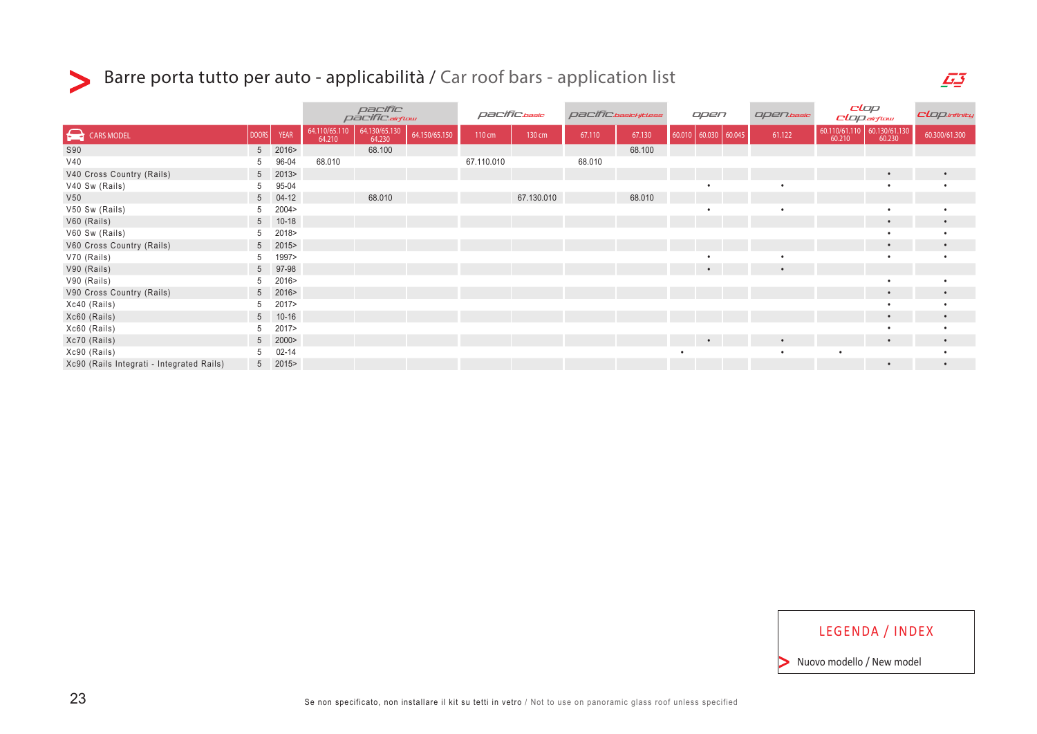# Barre porta tutto per auto - applicabilità / Car roof bars - application list

| | | | pacific / pacific airflow | | | pacific basic | | pacific basic keyless | | open | | | open basic | clop / clop airflow | | clop infinity |
|---|---|---|---|---|---|---|---|---|---|---|---|---|---|---|---|---|
| CARS MODEL | DOORS | YEAR | 64.110/65.110 64.210 | 64.130/65.130 64.230 | 64.150/65.150 | 110 cm | 130 cm | 67.110 | 67.130 | 60.010 | 60.030 | 60.045 | 61.122 | 60.110/61.110 60.210 | 60.130/61.130 60.230 | 60.300/61.300 |
| S90 | 5 | 2016> | | 68.100 | | | | | 68.100 | | | | | | | |
| V40 | 5 | 96-04 | 68.010 | | | 67.110.010 | | 68.010 | | | | | | | | |
| V40 Cross Country (Rails) | 5 | 2013> | | | | | | | | | | | | | • | • |
| V40 Sw (Rails) | 5 | 95-04 | | | | | | | | | • | | • | | • | • |
| V50 | 5 | 04-12 | | 68.010 | | | 67.130.010 | | 68.010 | | | | | | | |
| V50 Sw (Rails) | 5 | 2004> | | | | | | | | | • | | • | | • | • |
| V60 (Rails) | 5 | 10-18 | | | | | | | | | | | | | • | • |
| V60 Sw (Rails) | 5 | 2018> | | | | | | | | | | | | | • | • |
| V60 Cross Country (Rails) | 5 | 2015> | | | | | | | | | | | | | • | • |
| V70 (Rails) | 5 | 1997> | | | | | | | | | • | | • | | • | • |
| V90 (Rails) | 5 | 97-98 | | | | | | | | | • | | • | | | |
| V90 (Rails) | 5 | 2016> | | | | | | | | | | | | | • | • |
| V90 Cross Country (Rails) | 5 | 2016> | | | | | | | | | | | | | • | • |
| Xc40 (Rails) | 5 | 2017> | | | | | | | | | | | | | • | • |
| Xc60 (Rails) | 5 | 10-16 | | | | | | | | | | | | | • | • |
| Xc60 (Rails) | 5 | 2017> | | | | | | | | | | | | | • | • |
| Xc70 (Rails) | 5 | 2000> | | | | | | | | | • | | • | | • | • |
| Xc90 (Rails) | 5 | 02-14 | | | | | | | | • | | | • | • | | • |
| Xc90 (Rails Integrati - Integrated Rails) | 5 | 2015> | | | | | | | | | | | | | • | • |

**LEGENDA / INDEX**

> Nuovo modello / New model

Se non specificato, non installare il kit su tetti in vetro / Not to use on panoramic glass roof unless specified